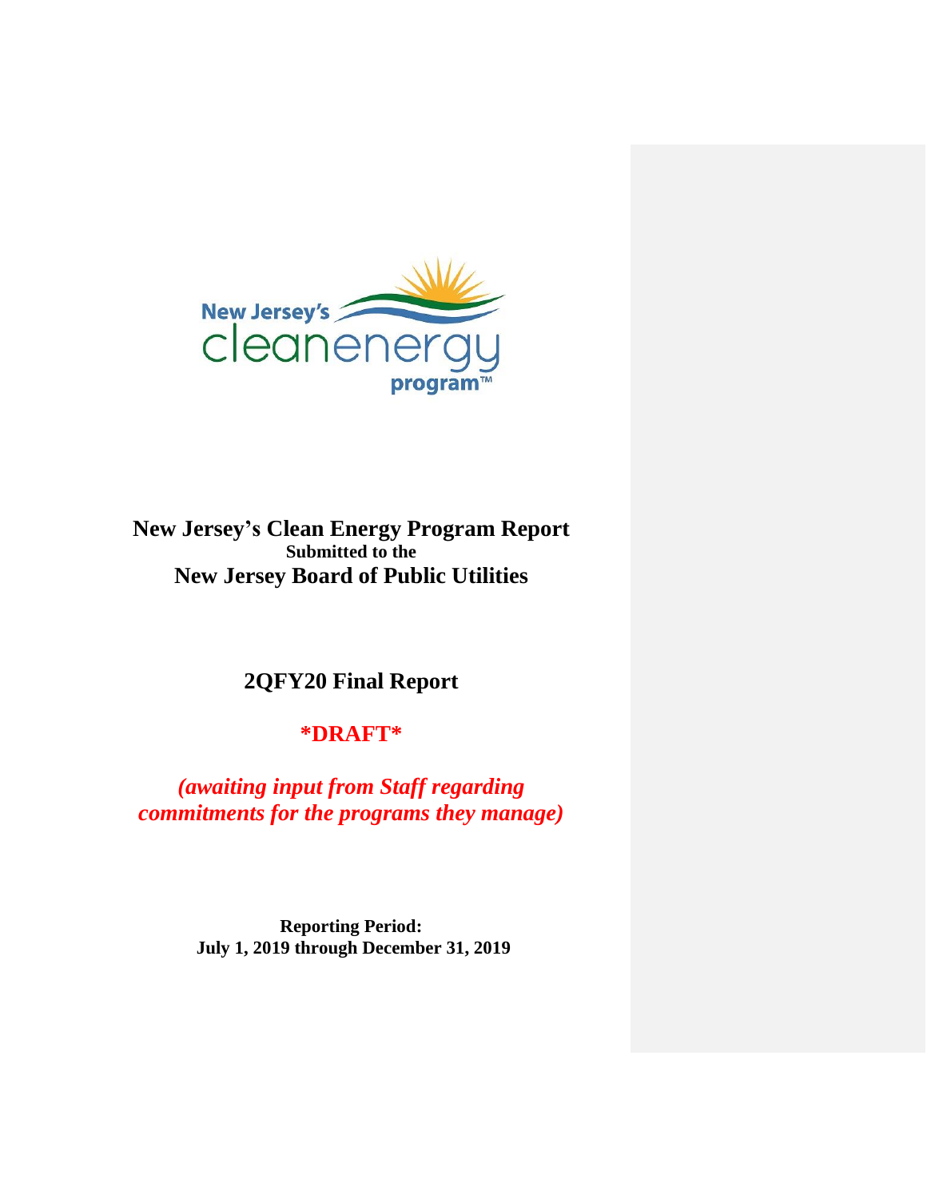New Jersey's cleanenergy program™

# New Jersey's Clean Energy Program Report

**Submitted to the**

## New Jersey Board of Public Utilities

## 2QFY20 Final Report

## *DRAFT*

***(awaiting input from Staff regarding commitments for the programs they manage)***

**Reporting Period:**
**July 1, 2019 through December 31, 2019**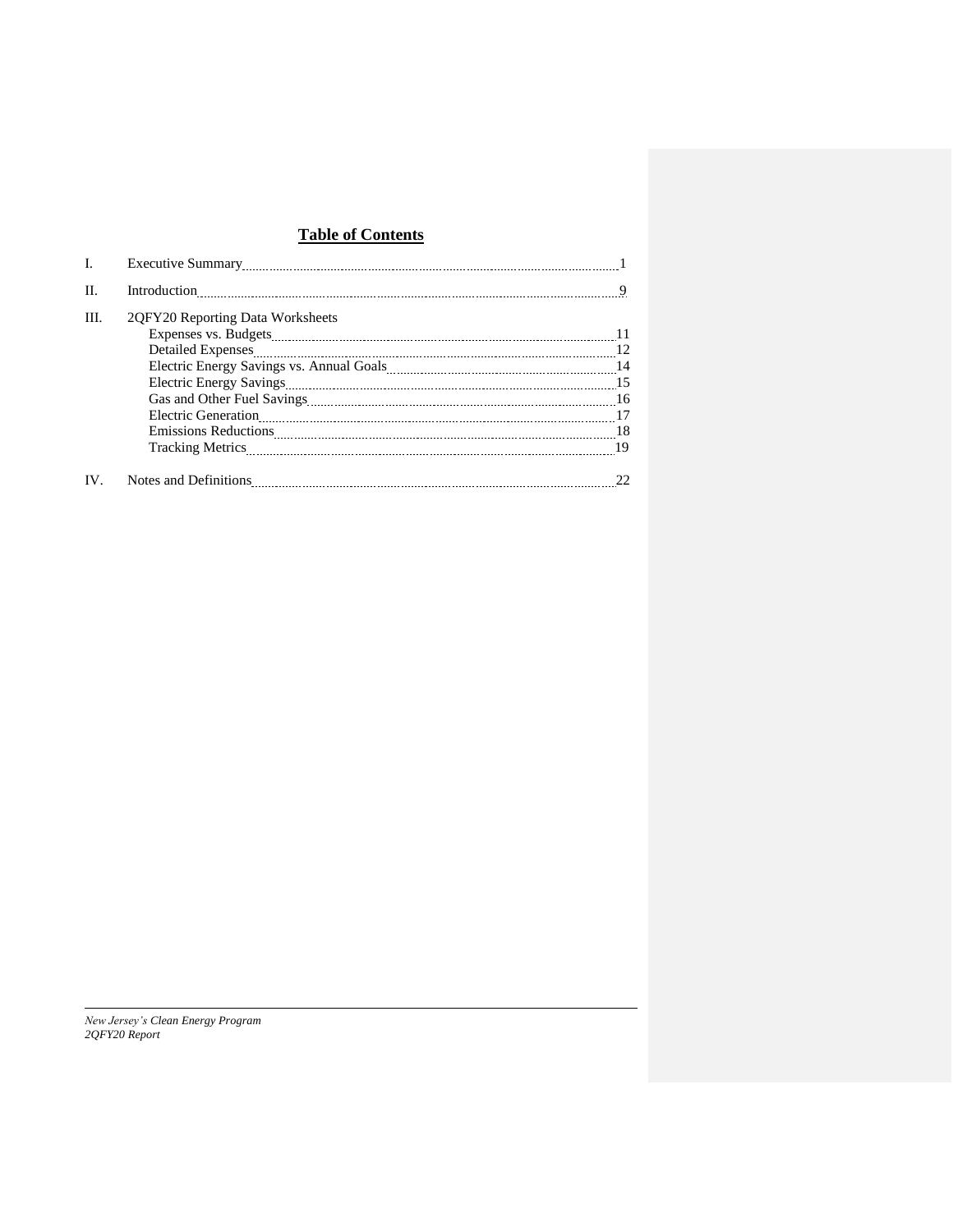# Table of Contents

| | | |
|---|---|---|
| I. | Executive Summary | 1 |
| II. | Introduction | 9 |
| III. | 2QFY20 Reporting Data Worksheets | |
| | Expenses vs. Budgets | 11 |
| | Detailed Expenses | 12 |
| | Electric Energy Savings vs. Annual Goals | 14 |
| | Electric Energy Savings | 15 |
| | Gas and Other Fuel Savings | 16 |
| | Electric Generation | 17 |
| | Emissions Reductions | 18 |
| | Tracking Metrics | 19 |
| IV. | Notes and Definitions | 22 |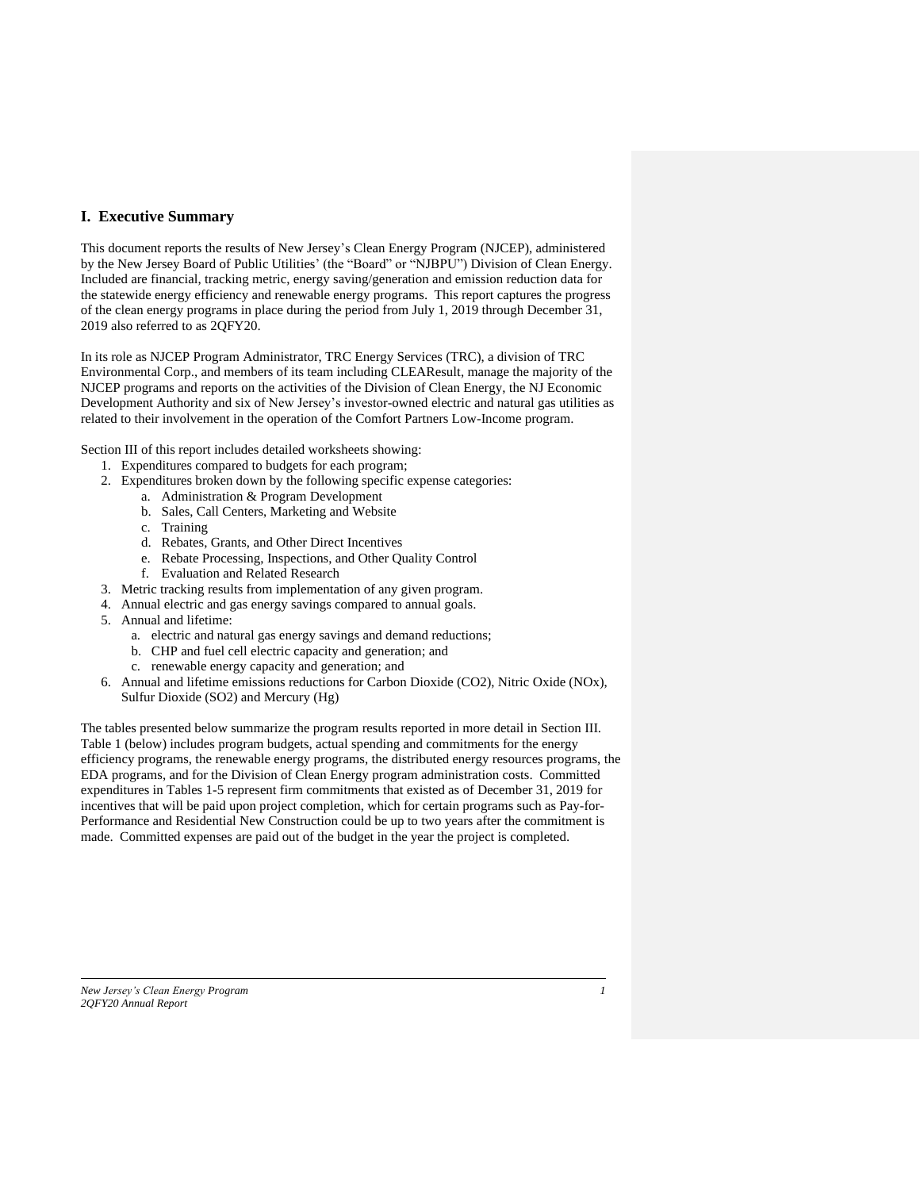## I. Executive Summary

This document reports the results of New Jersey's Clean Energy Program (NJCEP), administered by the New Jersey Board of Public Utilities' (the "Board" or "NJBPU") Division of Clean Energy. Included are financial, tracking metric, energy saving/generation and emission reduction data for the statewide energy efficiency and renewable energy programs. This report captures the progress of the clean energy programs in place during the period from July 1, 2019 through December 31, 2019 also referred to as 2QFY20.

In its role as NJCEP Program Administrator, TRC Energy Services (TRC), a division of TRC Environmental Corp., and members of its team including CLEAResult, manage the majority of the NJCEP programs and reports on the activities of the Division of Clean Energy, the NJ Economic Development Authority and six of New Jersey's investor-owned electric and natural gas utilities as related to their involvement in the operation of the Comfort Partners Low-Income program.

Section III of this report includes detailed worksheets showing:

1. Expenditures compared to budgets for each program;
2. Expenditures broken down by the following specific expense categories:
   a. Administration & Program Development
   b. Sales, Call Centers, Marketing and Website
   c. Training
   d. Rebates, Grants, and Other Direct Incentives
   e. Rebate Processing, Inspections, and Other Quality Control
   f. Evaluation and Related Research
3. Metric tracking results from implementation of any given program.
4. Annual electric and gas energy savings compared to annual goals.
5. Annual and lifetime:
   a. electric and natural gas energy savings and demand reductions;
   b. CHP and fuel cell electric capacity and generation; and
   c. renewable energy capacity and generation; and
6. Annual and lifetime emissions reductions for Carbon Dioxide ($CO_2$), Nitric Oxide (NOx), Sulfur Dioxide ($SO_2$) and Mercury (Hg)

The tables presented below summarize the program results reported in more detail in Section III. Table 1 (below) includes program budgets, actual spending and commitments for the energy efficiency programs, the renewable energy programs, the distributed energy resources programs, the EDA programs, and for the Division of Clean Energy program administration costs. Committed expenditures in Tables 1-5 represent firm commitments that existed as of December 31, 2019 for incentives that will be paid upon project completion, which for certain programs such as Pay-for-Performance and Residential New Construction could be up to two years after the commitment is made. Committed expenses are paid out of the budget in the year the project is completed.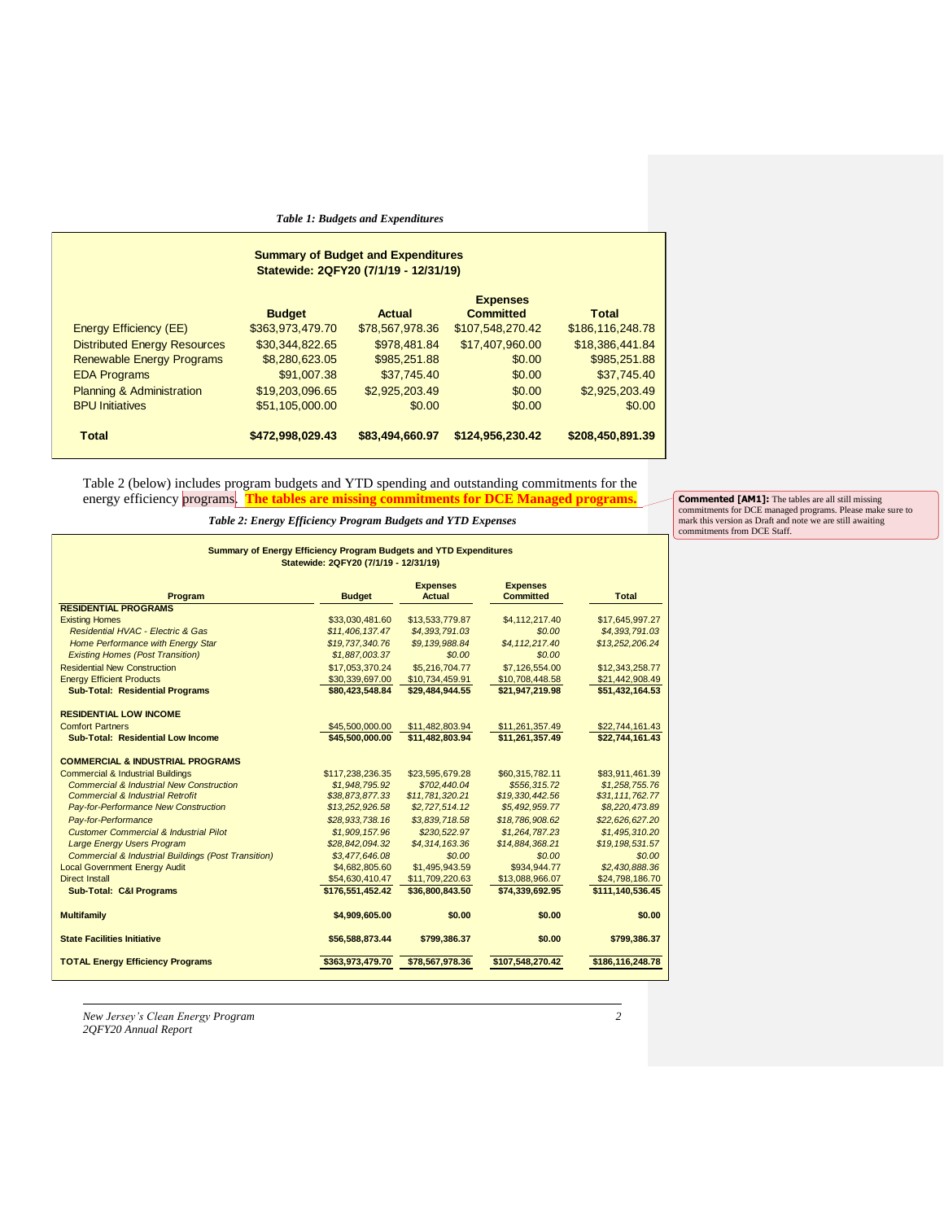*Table 1: Budgets and Expenditures*

| Summary of Budget and Expenditures Statewide: 2QFY20 (7/1/19 - 12/31/19) | | | | |
|---|---|---|---|---|
| | **Budget** | **Actual** | **Expenses Committed** | **Total** |
| Energy Efficiency (EE) | $363,973,479.70 | $78,567,978.36 | $107,548,270.42 | $186,116,248.78 |
| Distributed Energy Resources | $30,344,822.65 | $978,481.84 | $17,407,960.00 | $18,386,441.84 |
| Renewable Energy Programs | $8,280,623.05 | $985,251.88 | $0.00 | $985,251.88 |
| EDA Programs | $91,007.38 | $37,745.40 | $0.00 | $37,745.40 |
| Planning & Administration | $19,203,096.65 | $2,925,203.49 | $0.00 | $2,925,203.49 |
| BPU Initiatives | $51,105,000.00 | $0.00 | $0.00 | $0.00 |
| **Total** | **$472,998,029.43** | **$83,494,660.97** | **$124,956,230.42** | **$208,450,891.39** |

Table 2 (below) includes program budgets and YTD spending and outstanding commitments for the energy efficiency programs. **The tables are missing commitments for DCE Managed programs.**

**Commented [AM1]:** The tables are all still missing commitments for DCE managed programs. Please make sure to mark this version as Draft and note we are still awaiting commitments from DCE Staff.

*Table 2: Energy Efficiency Program Budgets and YTD Expenses*

| Summary of Energy Efficiency Program Budgets and YTD Expenditures Statewide: 2QFY20 (7/1/19 - 12/31/19) | | | | |
|---|---|---|---|---|
| **Program** | **Budget** | **Expenses Actual** | **Expenses Committed** | **Total** |
| **RESIDENTIAL PROGRAMS** | | | | |
| Existing Homes | $33,030,481.60 | $13,533,779.87 | $4,112,217.40 | $17,645,997.27 |
| *Residential HVAC - Electric & Gas* | *$11,406,137.47* | *$4,393,791.03* | *$0.00* | *$4,393,791.03* |
| *Home Performance with Energy Star* | *$19,737,340.76* | *$9,139,988.84* | *$4,112,217.40* | *$13,252,206.24* |
| *Existing Homes (Post Transition)* | *$1,887,003.37* | *$0.00* | *$0.00* | |
| Residential New Construction | $17,053,370.24 | $5,216,704.77 | $7,126,554.00 | $12,343,258.77 |
| Energy Efficient Products | $30,339,697.00 | $10,734,459.91 | $10,708,448.58 | $21,442,908.49 |
| **Sub-Total: Residential Programs** | **$80,423,548.84** | **$29,484,944.55** | **$21,947,219.98** | **$51,432,164.53** |
| **RESIDENTIAL LOW INCOME** | | | | |
| Comfort Partners | $45,500,000.00 | $11,482,803.94 | $11,261,357.49 | $22,744,161.43 |
| **Sub-Total: Residential Low Income** | **$45,500,000.00** | **$11,482,803.94** | **$11,261,357.49** | **$22,744,161.43** |
| **COMMERCIAL & INDUSTRIAL PROGRAMS** | | | | |
| Commercial & Industrial Buildings | $117,238,236.35 | $23,595,679.28 | $60,315,782.11 | $83,911,461.39 |
| *Commercial & Industrial New Construction* | *$1,948,795.92* | *$702,440.04* | *$556,315.72* | *$1,258,755.76* |
| *Commercial & Industrial Retrofit* | *$38,873,877.33* | *$11,781,320.21* | *$19,330,442.56* | *$31,111,762.77* |
| *Pay-for-Performance New Construction* | *$13,252,926.58* | *$2,727,514.12* | *$5,492,959.77* | *$8,220,473.89* |
| *Pay-for-Performance* | *$28,933,738.16* | *$3,839,718.58* | *$18,786,908.62* | *$22,626,627.20* |
| *Customer Commercial & Industrial Pilot* | *$1,909,157.96* | *$230,522.97* | *$1,264,787.23* | *$1,495,310.20* |
| *Large Energy Users Program* | *$28,842,094.32* | *$4,314,163.36* | *$14,884,368.21* | *$19,198,531.57* |
| *Commercial & Industrial Buildings (Post Transition)* | *$3,477,646.08* | *$0.00* | *$0.00* | *$0.00* |
| Local Government Energy Audit | $4,682,805.60 | $1,495,943.59 | $934,944.77 | $2,430,888.36 |
| Direct Install | $54,630,410.47 | $11,709,220.63 | $13,088,966.07 | $24,798,186.70 |
| **Sub-Total: C&I Programs** | **$176,551,452.42** | **$36,800,843.50** | **$74,339,692.95** | **$111,140,536.45** |
| **Multifamily** | **$4,909,605.00** | **$0.00** | **$0.00** | **$0.00** |
| **State Facilities Initiative** | **$56,588,873.44** | **$799,386.37** | **$0.00** | **$799,386.37** |
| **TOTAL Energy Efficiency Programs** | **$363,973,479.70** | **$78,567,978.36** | **$107,548,270.42** | **$186,116,248.78** |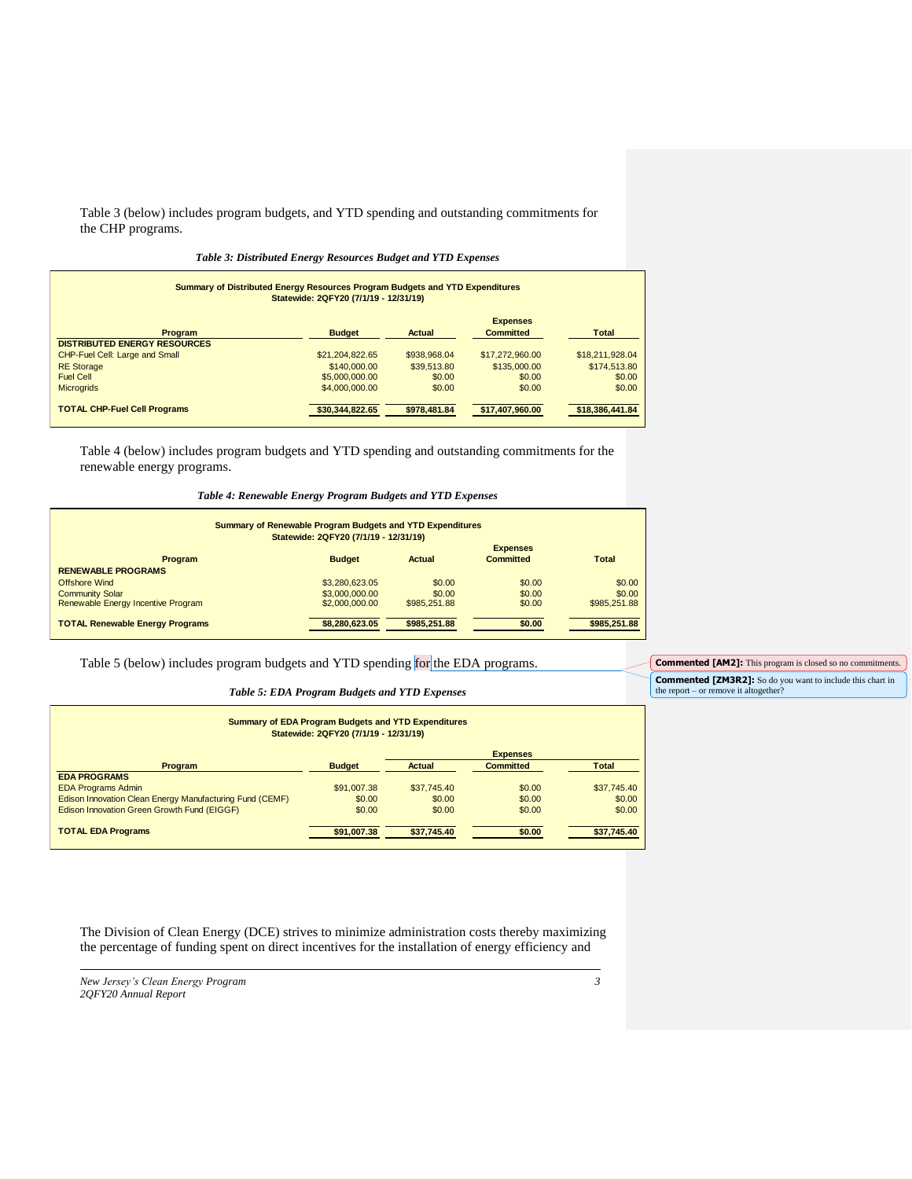Table 3 (below) includes program budgets, and YTD spending and outstanding commitments for the CHP programs.

*Table 3: Distributed Energy Resources Budget and YTD Expenses*

**Summary of Distributed Energy Resources Program Budgets and YTD Expenditures**
**Statewide: 2QFY20 (7/1/19 - 12/31/19)**

| Program | Budget | Actual | Expenses Committed | Total |
|---|---|---|---|---|
| **DISTRIBUTED ENERGY RESOURCES** | | | | |
| CHP-Fuel Cell: Large and Small | $21,204,822.65 | $938,968.04 | $17,272,960.00 | $18,211,928.04 |
| RE Storage | $140,000.00 | $39,513.80 | $135,000.00 | $174,513.80 |
| Fuel Cell | $5,000,000.00 | $0.00 | $0.00 | $0.00 |
| Microgrids | $4,000,000.00 | $0.00 | $0.00 | $0.00 |
| **TOTAL CHP-Fuel Cell Programs** | **$30,344,822.65** | **$978,481.84** | **$17,407,960.00** | **$18,386,441.84** |

Table 4 (below) includes program budgets and YTD spending and outstanding commitments for the renewable energy programs.

*Table 4: Renewable Energy Program Budgets and YTD Expenses*

**Summary of Renewable Program Budgets and YTD Expenditures**
**Statewide: 2QFY20 (7/1/19 - 12/31/19)**

| Program | Budget | Actual | Expenses Committed | Total |
|---|---|---|---|---|
| **RENEWABLE PROGRAMS** | | | | |
| Offshore Wind | $3,280,623.05 | $0.00 | $0.00 | $0.00 |
| Community Solar | $3,000,000.00 | $0.00 | $0.00 | $0.00 |
| Renewable Energy Incentive Program | $2,000,000.00 | $985,251.88 | $0.00 | $985,251.88 |
| **TOTAL Renewable Energy Programs** | **$8,280,623.05** | **$985,251.88** | **$0.00** | **$985,251.88** |

Table 5 (below) includes program budgets and YTD spending for the EDA programs.

*Table 5: EDA Program Budgets and YTD Expenses*

**Summary of EDA Program Budgets and YTD Expenditures**
**Statewide: 2QFY20 (7/1/19 - 12/31/19)**

| Program | Budget | Actual | Expenses Committed | Total |
|---|---|---|---|---|
| **EDA PROGRAMS** | | | | |
| EDA Programs Admin | $91,007.38 | $37,745.40 | $0.00 | $37,745.40 |
| Edison Innovation Clean Energy Manufacturing Fund (CEMF) | $0.00 | $0.00 | $0.00 | $0.00 |
| Edison Innovation Green Growth Fund (EIGGF) | $0.00 | $0.00 | $0.00 | $0.00 |
| **TOTAL EDA Programs** | **$91,007.38** | **$37,745.40** | **$0.00** | **$37,745.40** |

The Division of Clean Energy (DCE) strives to minimize administration costs thereby maximizing the percentage of funding spent on direct incentives for the installation of energy efficiency and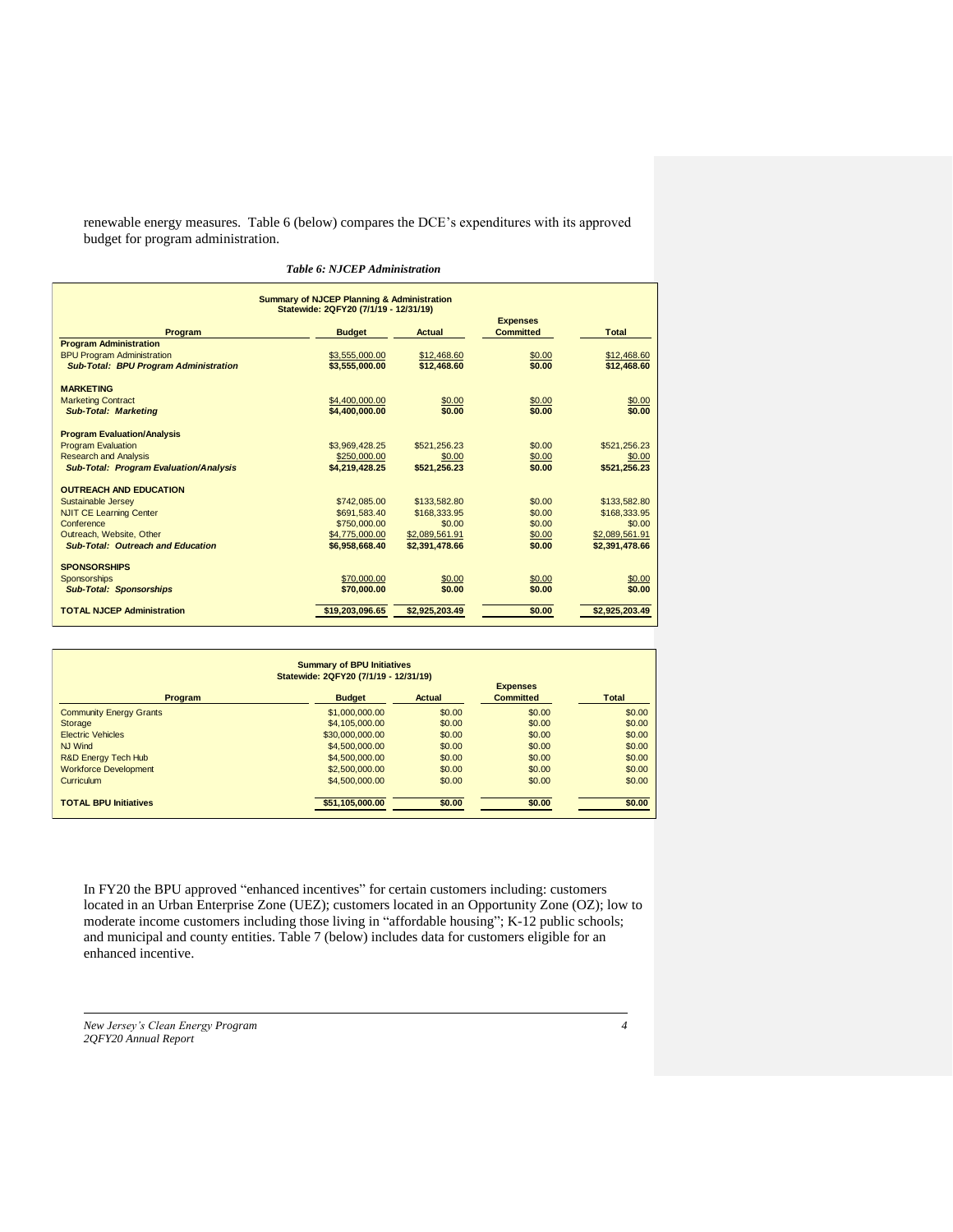renewable energy measures. Table 6 (below) compares the DCE's expenditures with its approved budget for program administration.

*Table 6: NJCEP Administration*

**Summary of NJCEP Planning & Administration**
**Statewide: 2QFY20 (7/1/19 - 12/31/19)**

| Program | Budget | Actual | Expenses Committed | Total |
|---|---|---|---|---|
| **Program Administration** | | | | |
| BPU Program Administration | $3,555,000.00 | $12,468.60 | $0.00 | $12,468.60 |
| ***Sub-Total: BPU Program Administration*** | **$3,555,000.00** | **$12,468.60** | **$0.00** | **$12,468.60** |
| **MARKETING** | | | | |
| Marketing Contract | $4,400,000.00 | $0.00 | $0.00 | $0.00 |
| ***Sub-Total: Marketing*** | **$4,400,000.00** | **$0.00** | **$0.00** | **$0.00** |
| **Program Evaluation/Analysis** | | | | |
| Program Evaluation | $3,969,428.25 | $521,256.23 | $0.00 | $521,256.23 |
| Research and Analysis | $250,000.00 | $0.00 | $0.00 | $0.00 |
| ***Sub-Total: Program Evaluation/Analysis*** | **$4,219,428.25** | **$521,256.23** | **$0.00** | **$521,256.23** |
| **OUTREACH AND EDUCATION** | | | | |
| Sustainable Jersey | $742,085.00 | $133,582.80 | $0.00 | $133,582.80 |
| NJIT CE Learning Center | $691,583.40 | $168,333.95 | $0.00 | $168,333.95 |
| Conference | $750,000.00 | $0.00 | $0.00 | $0.00 |
| Outreach, Website, Other | $4,775,000.00 | $2,089,561.91 | $0.00 | $2,089,561.91 |
| ***Sub-Total: Outreach and Education*** | **$6,958,668.40** | **$2,391,478.66** | **$0.00** | **$2,391,478.66** |
| **SPONSORSHIPS** | | | | |
| Sponsorships | $70,000.00 | $0.00 | $0.00 | $0.00 |
| ***Sub-Total: Sponsorships*** | **$70,000.00** | **$0.00** | **$0.00** | **$0.00** |
| **TOTAL NJCEP Administration** | **$19,203,096.65** | **$2,925,203.49** | **$0.00** | **$2,925,203.49** |

**Summary of BPU Initiatives**
**Statewide: 2QFY20 (7/1/19 - 12/31/19)**

| Program | Budget | Actual | Expenses Committed | Total |
|---|---|---|---|---|
| Community Energy Grants | $1,000,000.00 | $0.00 | $0.00 | $0.00 |
| Storage | $4,105,000.00 | $0.00 | $0.00 | $0.00 |
| Electric Vehicles | $30,000,000.00 | $0.00 | $0.00 | $0.00 |
| NJ Wind | $4,500,000.00 | $0.00 | $0.00 | $0.00 |
| R&D Energy Tech Hub | $4,500,000.00 | $0.00 | $0.00 | $0.00 |
| Workforce Development | $2,500,000.00 | $0.00 | $0.00 | $0.00 |
| Curriculum | $4,500,000.00 | $0.00 | $0.00 | $0.00 |
| **TOTAL BPU Initiatives** | **$51,105,000.00** | **$0.00** | **$0.00** | **$0.00** |

In FY20 the BPU approved "enhanced incentives" for certain customers including: customers located in an Urban Enterprise Zone (UEZ); customers located in an Opportunity Zone (OZ); low to moderate income customers including those living in "affordable housing"; K-12 public schools; and municipal and county entities. Table 7 (below) includes data for customers eligible for an enhanced incentive.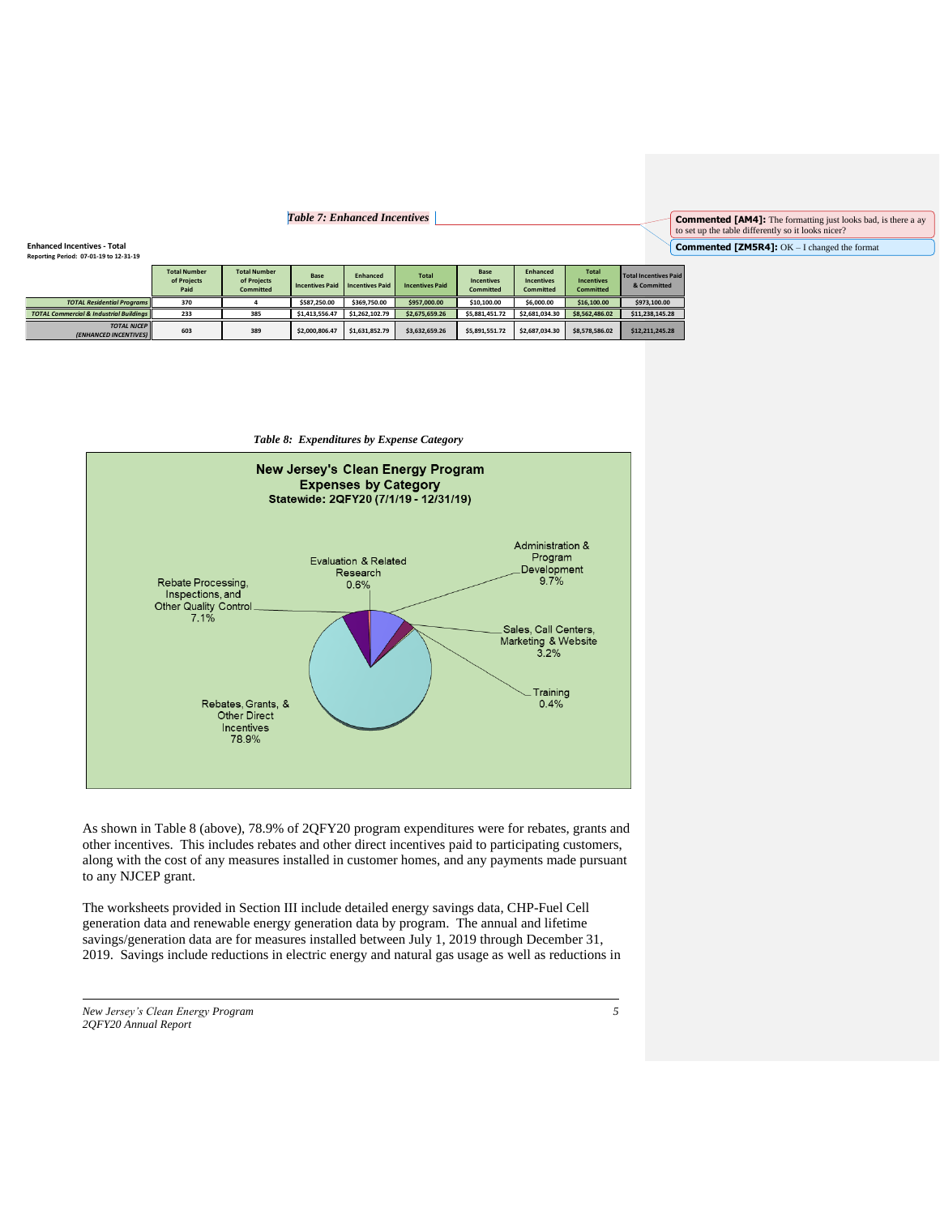*Table 7: Enhanced Incentives*

**Commented [AM4]:** The formatting just looks bad, is there a ay to set up the table differently so it looks nicer?

**Commented [ZM5R4]:** OK – I changed the format

**Enhanced Incentives - Total**
**Reporting Period: 07-01-19 to 12-31-19**

| | Total Number of Projects Paid | Total Number of Projects Committed | Base Incentives Paid | Enhanced Incentives Paid | Total Incentives Paid | Base Incentives Committed | Enhanced Incentives Committed | Total Incentives Committed | Total Incentives Paid & Committed |
|---|---|---|---|---|---|---|---|---|---|
| ***TOTAL Residential Programs*** | 370 | 4 | $587,250.00 | $369,750.00 | $957,000.00 | $10,100.00 | $6,000.00 | $16,100.00 | $973,100.00 |
| ***TOTAL Commercial & Industrial Buildings*** | 233 | 385 | $1,413,556.47 | $1,262,102.79 | $2,675,659.26 | $5,881,451.72 | $2,681,034.30 | $8,562,486.02 | $11,238,145.28 |
| ***TOTAL NJCEP (ENHANCED INCENTIVES)*** | 603 | 389 | $2,000,806.47 | $1,631,852.79 | $3,632,659.26 | $5,891,551.72 | $2,687,034.30 | $8,578,586.02 | $12,211,245.28 |

*Table 8: Expenditures by Expense Category*

**New Jersey's Clean Energy Program**
**Expenses by Category**
**Statewide: 2QFY20 (7/1/19 - 12/31/19)**

- Administration & Program Development 9.7%
- Sales, Call Centers, Marketing & Website 3.2%
- Training 0.4%
- Rebates, Grants, & Other Direct Incentives 78.9%
- Rebate Processing, Inspections, and Other Quality Control 7.1%
- Evaluation & Related Research 0.6%

As shown in Table 8 (above), 78.9% of 2QFY20 program expenditures were for rebates, grants and other incentives. This includes rebates and other direct incentives paid to participating customers, along with the cost of any measures installed in customer homes, and any payments made pursuant to any NJCEP grant.

The worksheets provided in Section III include detailed energy savings data, CHP-Fuel Cell generation data and renewable energy generation data by program. The annual and lifetime savings/generation data are for measures installed between July 1, 2019 through December 31, 2019. Savings include reductions in electric energy and natural gas usage as well as reductions in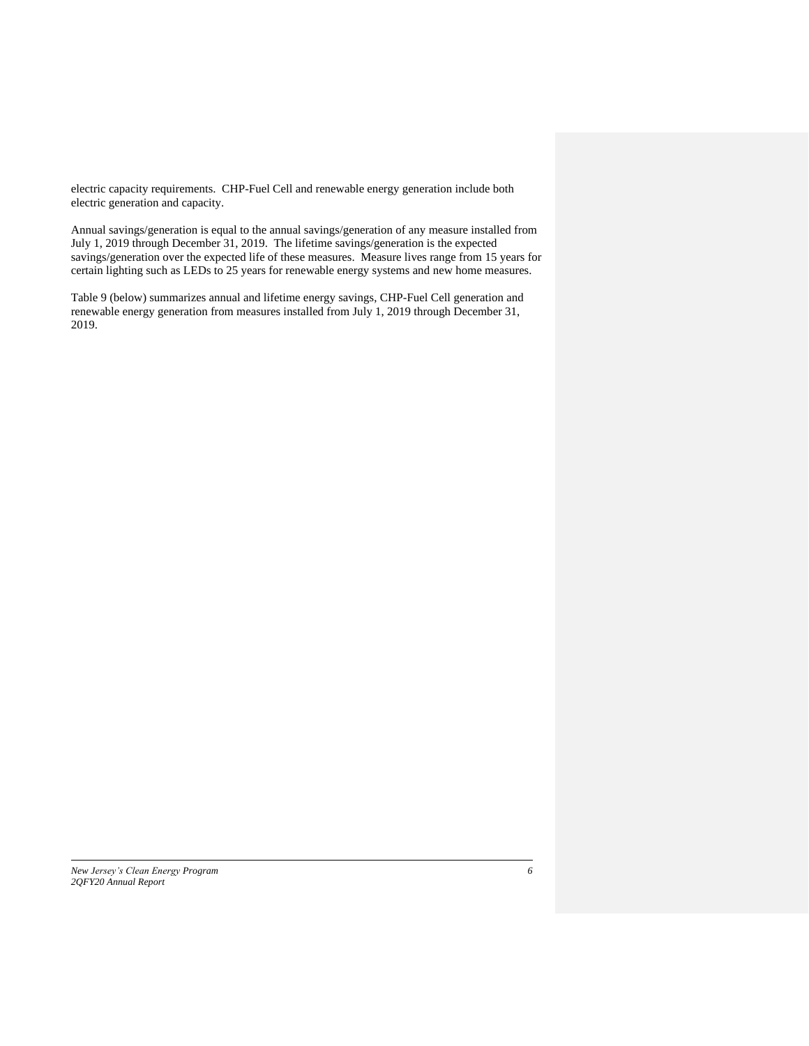electric capacity requirements. CHP-Fuel Cell and renewable energy generation include both electric generation and capacity.

Annual savings/generation is equal to the annual savings/generation of any measure installed from July 1, 2019 through December 31, 2019. The lifetime savings/generation is the expected savings/generation over the expected life of these measures. Measure lives range from 15 years for certain lighting such as LEDs to 25 years for renewable energy systems and new home measures.

Table 9 (below) summarizes annual and lifetime energy savings, CHP-Fuel Cell generation and renewable energy generation from measures installed from July 1, 2019 through December 31, 2019.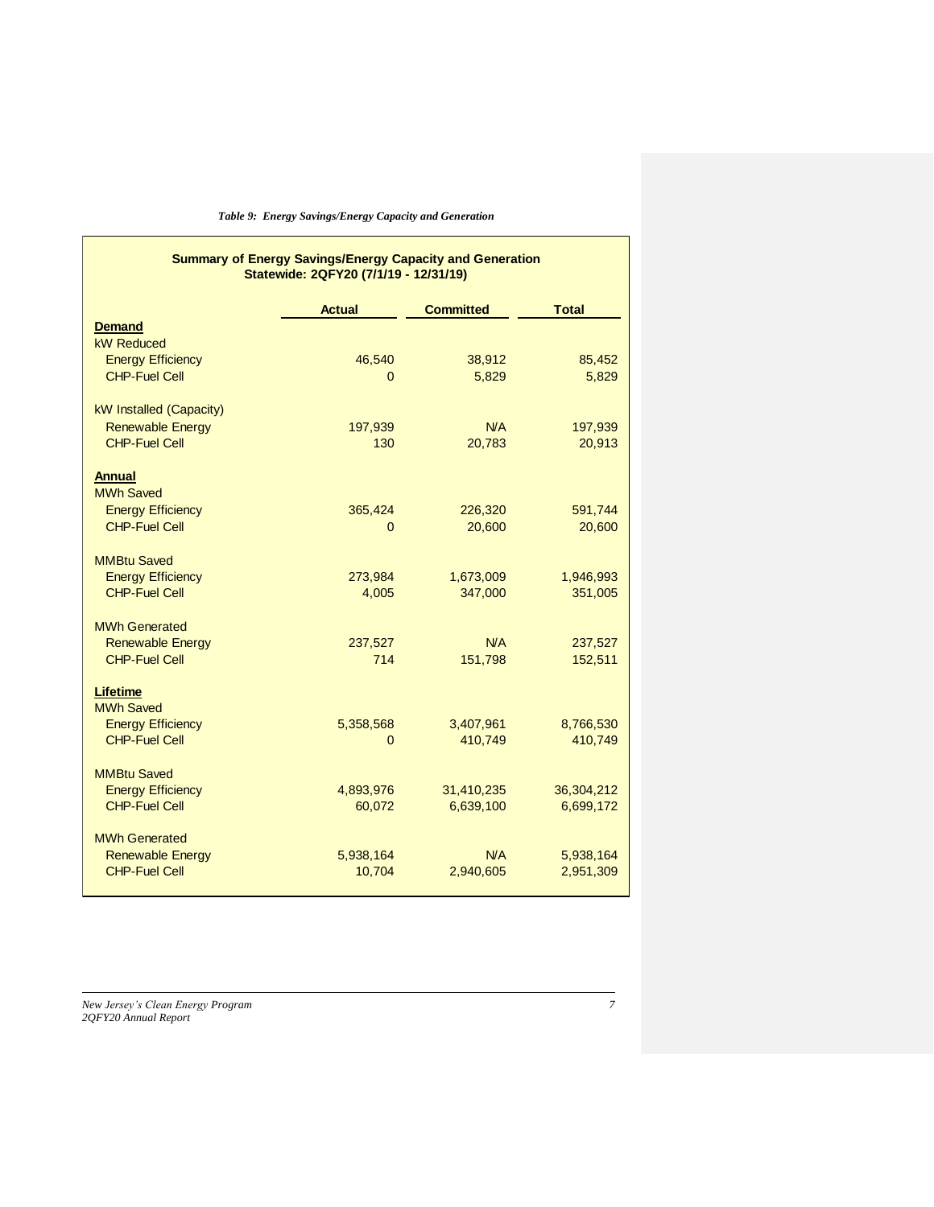*Table 9: Energy Savings/Energy Capacity and Generation*

**Summary of Energy Savings/Energy Capacity and Generation**
**Statewide: 2QFY20 (7/1/19 - 12/31/19)**

| | Actual | Committed | Total |
|---|---|---|---|
| **Demand** | | | |
| kW Reduced | | | |
| Energy Efficiency | 46,540 | 38,912 | 85,452 |
| CHP-Fuel Cell | 0 | 5,829 | 5,829 |
| kW Installed (Capacity) | | | |
| Renewable Energy | 197,939 | N/A | 197,939 |
| CHP-Fuel Cell | 130 | 20,783 | 20,913 |
| **Annual** | | | |
| MWh Saved | | | |
| Energy Efficiency | 365,424 | 226,320 | 591,744 |
| CHP-Fuel Cell | 0 | 20,600 | 20,600 |
| MMBtu Saved | | | |
| Energy Efficiency | 273,984 | 1,673,009 | 1,946,993 |
| CHP-Fuel Cell | 4,005 | 347,000 | 351,005 |
| MWh Generated | | | |
| Renewable Energy | 237,527 | N/A | 237,527 |
| CHP-Fuel Cell | 714 | 151,798 | 152,511 |
| **Lifetime** | | | |
| MWh Saved | | | |
| Energy Efficiency | 5,358,568 | 3,407,961 | 8,766,530 |
| CHP-Fuel Cell | 0 | 410,749 | 410,749 |
| MMBtu Saved | | | |
| Energy Efficiency | 4,893,976 | 31,410,235 | 36,304,212 |
| CHP-Fuel Cell | 60,072 | 6,639,100 | 6,699,172 |
| MWh Generated | | | |
| Renewable Energy | 5,938,164 | N/A | 5,938,164 |
| CHP-Fuel Cell | 10,704 | 2,940,605 | 2,951,309 |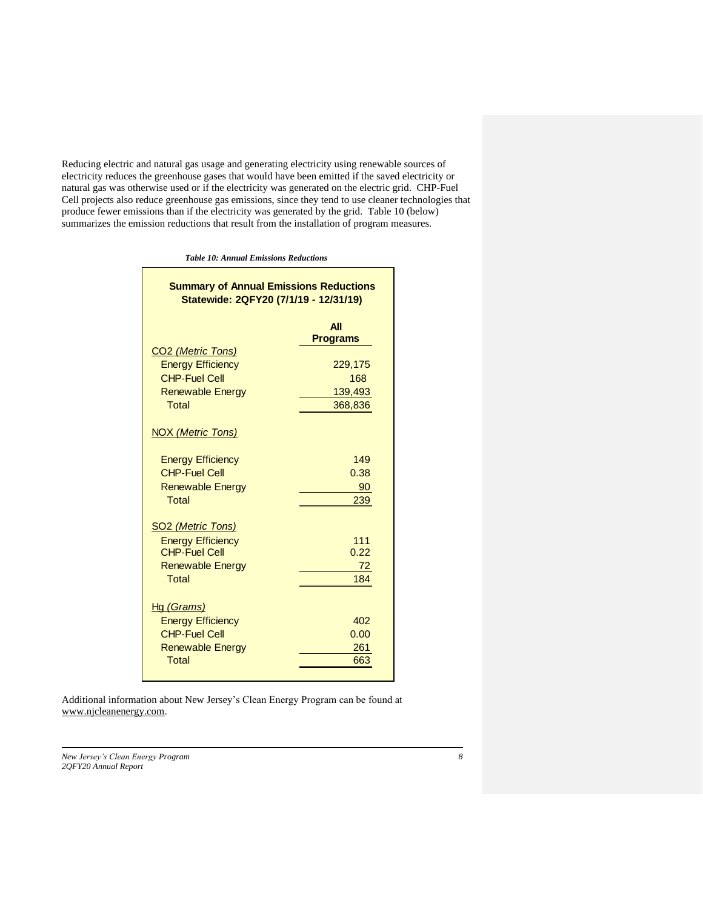Reducing electric and natural gas usage and generating electricity using renewable sources of electricity reduces the greenhouse gases that would have been emitted if the saved electricity or natural gas was otherwise used or if the electricity was generated on the electric grid. CHP-Fuel Cell projects also reduce greenhouse gas emissions, since they tend to use cleaner technologies that produce fewer emissions than if the electricity was generated by the grid. Table 10 (below) summarizes the emission reductions that result from the installation of program measures.

***Table 10: Annual Emissions Reductions***

**Summary of Annual Emissions Reductions Statewide: 2QFY20 (7/1/19 - 12/31/19)**

| | All Programs |
|---|---|
| $CO_2$ *(Metric Tons)* | |
| Energy Efficiency | 229,175 |
| CHP-Fuel Cell | 168 |
| Renewable Energy | 139,493 |
| Total | 368,836 |
| NOX *(Metric Tons)* | |
| Energy Efficiency | 149 |
| CHP-Fuel Cell | 0.38 |
| Renewable Energy | 90 |
| Total | 239 |
| $SO_2$ *(Metric Tons)* | |
| Energy Efficiency | 111 |
| CHP-Fuel Cell | 0.22 |
| Renewable Energy | 72 |
| Total | 184 |
| Hg *(Grams)* | |
| Energy Efficiency | 402 |
| CHP-Fuel Cell | 0.00 |
| Renewable Energy | 261 |
| Total | 663 |

Additional information about New Jersey's Clean Energy Program can be found at www.njcleanenergy.com.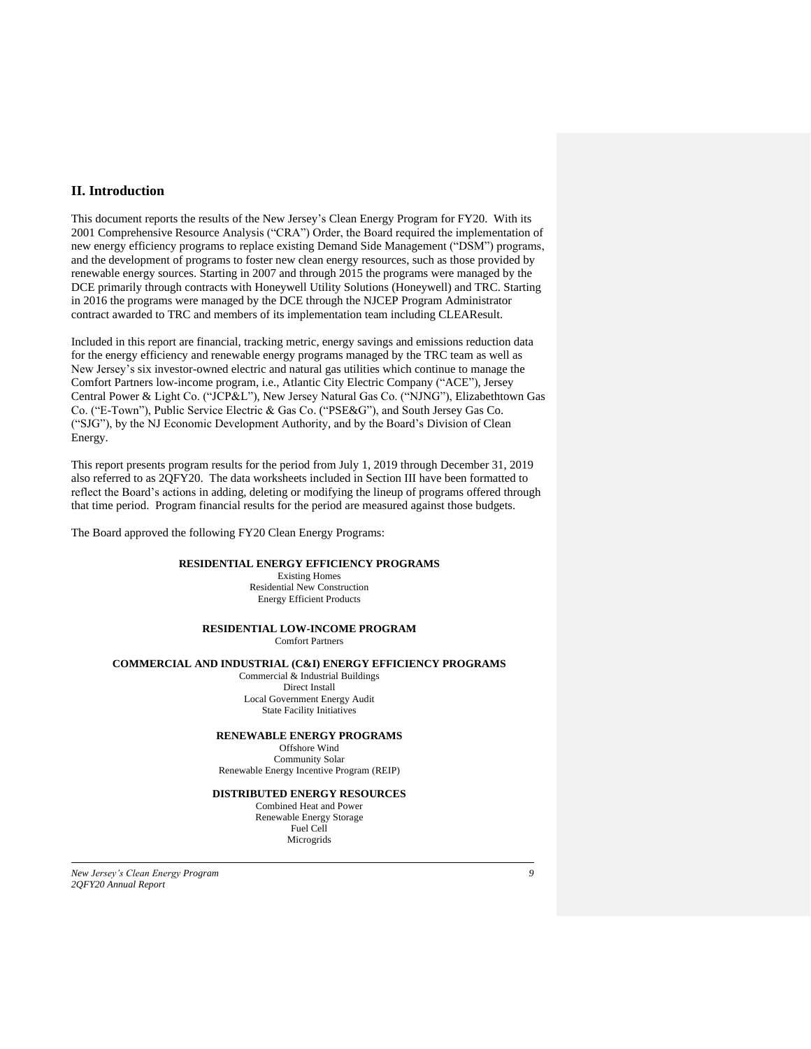## II. Introduction

This document reports the results of the New Jersey's Clean Energy Program for FY20. With its 2001 Comprehensive Resource Analysis ("CRA") Order, the Board required the implementation of new energy efficiency programs to replace existing Demand Side Management ("DSM") programs, and the development of programs to foster new clean energy resources, such as those provided by renewable energy sources. Starting in 2007 and through 2015 the programs were managed by the DCE primarily through contracts with Honeywell Utility Solutions (Honeywell) and TRC. Starting in 2016 the programs were managed by the DCE through the NJCEP Program Administrator contract awarded to TRC and members of its implementation team including CLEAResult.

Included in this report are financial, tracking metric, energy savings and emissions reduction data for the energy efficiency and renewable energy programs managed by the TRC team as well as New Jersey's six investor-owned electric and natural gas utilities which continue to manage the Comfort Partners low-income program, i.e., Atlantic City Electric Company ("ACE"), Jersey Central Power & Light Co. ("JCP&L"), New Jersey Natural Gas Co. ("NJNG"), Elizabethtown Gas Co. ("E-Town"), Public Service Electric & Gas Co. ("PSE&G"), and South Jersey Gas Co. ("SJG"), by the NJ Economic Development Authority, and by the Board's Division of Clean Energy.

This report presents program results for the period from July 1, 2019 through December 31, 2019 also referred to as 2QFY20. The data worksheets included in Section III have been formatted to reflect the Board's actions in adding, deleting or modifying the lineup of programs offered through that time period. Program financial results for the period are measured against those budgets.

The Board approved the following FY20 Clean Energy Programs:

**RESIDENTIAL ENERGY EFFICIENCY PROGRAMS**

Existing Homes
Residential New Construction
Energy Efficient Products

**RESIDENTIAL LOW-INCOME PROGRAM**

Comfort Partners

**COMMERCIAL AND INDUSTRIAL (C&I) ENERGY EFFICIENCY PROGRAMS**

Commercial & Industrial Buildings
Direct Install
Local Government Energy Audit
State Facility Initiatives

**RENEWABLE ENERGY PROGRAMS**

Offshore Wind
Community Solar
Renewable Energy Incentive Program (REIP)

**DISTRIBUTED ENERGY RESOURCES**

Combined Heat and Power
Renewable Energy Storage
Fuel Cell
Microgrids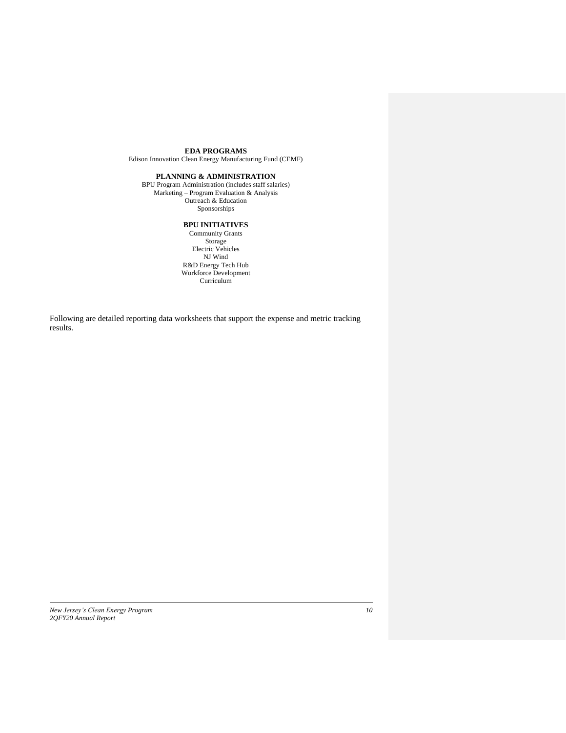**EDA PROGRAMS**

Edison Innovation Clean Energy Manufacturing Fund (CEMF)

**PLANNING & ADMINISTRATION**

BPU Program Administration (includes staff salaries)
Marketing – Program Evaluation & Analysis
Outreach & Education
Sponsorships

**BPU INITIATIVES**

Community Grants
Storage
Electric Vehicles
NJ Wind
R&D Energy Tech Hub
Workforce Development
Curriculum

Following are detailed reporting data worksheets that support the expense and metric tracking results.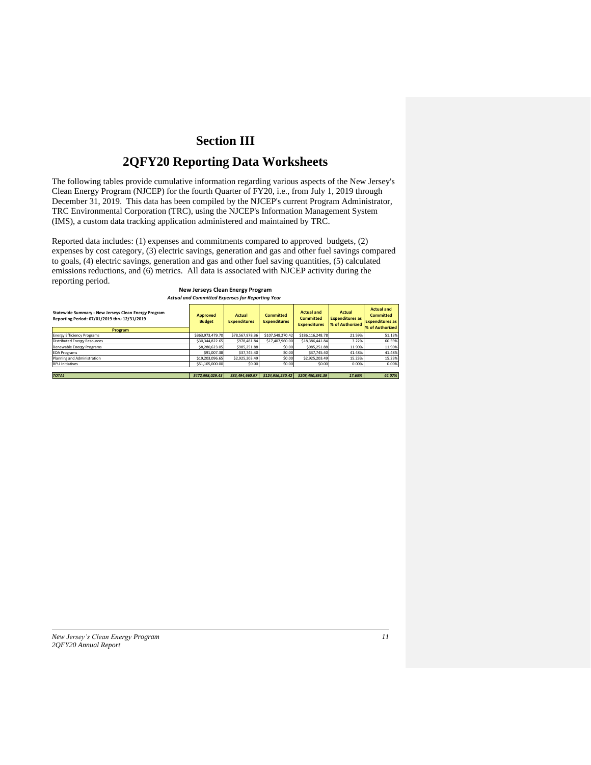# Section III

## 2QFY20 Reporting Data Worksheets

The following tables provide cumulative information regarding various aspects of the New Jersey's Clean Energy Program (NJCEP) for the fourth Quarter of FY20, i.e., from July 1, 2019 through December 31, 2019. This data has been compiled by the NJCEP's current Program Administrator, TRC Environmental Corporation (TRC), using the NJCEP's Information Management System (IMS), a custom data tracking application administered and maintained by TRC.

Reported data includes: (1) expenses and commitments compared to approved budgets, (2) expenses by cost category, (3) electric savings, generation and gas and other fuel savings compared to goals, (4) electric savings, generation and gas and other fuel saving quantities, (5) calculated emissions reductions, and (6) metrics. All data is associated with NJCEP activity during the reporting period.

**New Jerseys Clean Energy Program**

***Actual and Committed Expenses for Reporting Year***

| Statewide Summary - New Jerseys Clean Energy Program<br>Reporting Period: 07/01/2019 thru 12/31/2019<br>Program | Approved Budget | Actual Expenditures | Committed Expenditures | Actual and Committed Expenditures | Actual Expenditures as % of Authorized | Actual and Committed Expenditures as % of Authorized |
|---|---|---|---|---|---|---|
| Energy Efficiency Programs | $363,973,479.70 | $78,567,978.36 | $107,548,270.42 | $186,116,248.78 | 21.59% | 51.13% |
| Distributed Energy Resources | $30,344,822.65 | $978,481.84 | $17,407,960.00 | $18,386,441.84 | 3.22% | 60.59% |
| Renewable Energy Programs | $8,280,623.05 | $985,251.88 | $0.00 | $985,251.88 | 11.90% | 11.90% |
| EDA Programs | $91,007.38 | $37,745.40 | $0.00 | $37,745.40 | 41.48% | 41.48% |
| Planning and Administration | $19,203,096.65 | $2,925,203.49 | $0.00 | $2,925,203.49 | 15.23% | 15.23% |
| BPU Initiatives | $51,105,000.00 | $0.00 | $0.00 | $0.00 | 0.00% | 0.00% |
| ***TOTAL*** | ***$472,998,029.43*** | ***$83,494,660.97*** | ***$124,956,230.42*** | ***$208,450,891.39*** | ***17.65%*** | ***44.07%*** |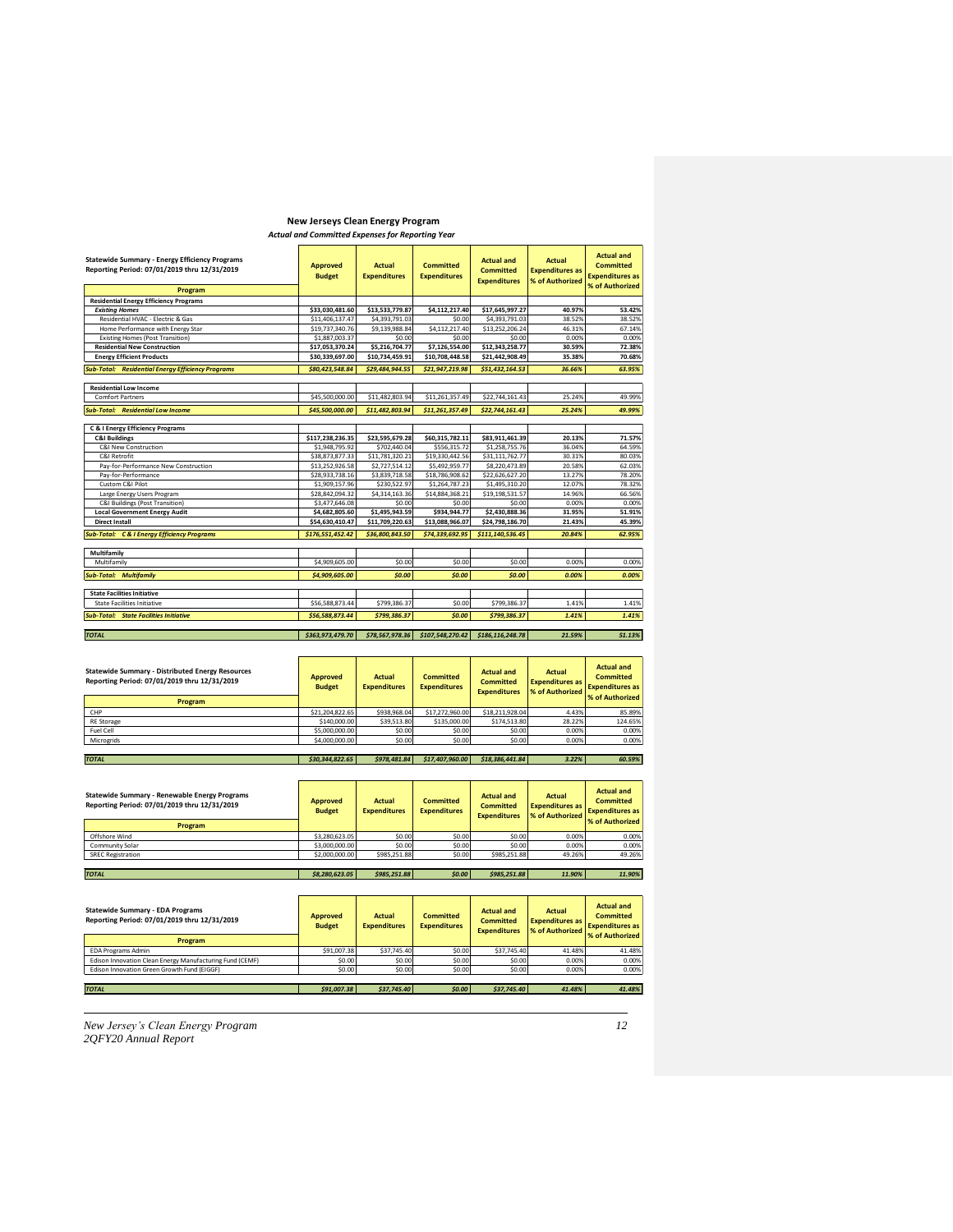# New Jerseys Clean Energy Program

*Actual and Committed Expenses for Reporting Year*

| Statewide Summary - Energy Efficiency Programs<br>Reporting Period: 07/01/2019 thru 12/31/2019<br>Program | Approved Budget | Actual Expenditures | Committed Expenditures | Actual and Committed Expenditures | Actual Expenditures as % of Authorized | Actual and Committed Expenditures as % of Authorized |
|---|---|---|---|---|---|---|
| **Residential Energy Efficiency Programs** | | | | | | |
| ***Existing Homes*** | **$33,030,481.60** | **$13,533,779.87** | **$4,112,217.40** | **$17,645,997.27** | **40.97%** | **53.42%** |
| Residential HVAC - Electric & Gas | $11,406,137.47 | $4,393,791.03 | $0.00 | $4,393,791.03 | 38.52% | 38.52% |
| Home Performance with Energy Star | $19,737,340.76 | $9,139,988.84 | $4,112,217.40 | $13,252,206.24 | 46.31% | 67.14% |
| Existing Homes (Post Transition) | $1,887,003.37 | $0.00 | $0.00 | $0.00 | 0.00% | 0.00% |
| **Residential New Construction** | **$17,053,370.24** | **$5,216,704.77** | **$7,126,554.00** | **$12,343,258.77** | **30.59%** | **72.38%** |
| **Energy Efficient Products** | **$30,339,697.00** | **$10,734,459.91** | **$10,708,448.58** | **$21,442,908.49** | **35.38%** | **70.68%** |
| ***Sub-Total: Residential Energy Efficiency Programs*** | ***$80,423,548.84*** | ***$29,484,944.55*** | ***$21,947,219.98*** | ***$51,432,164.53*** | ***36.66%*** | ***63.95%*** |
| **Residential Low Income** | | | | | | |
| Comfort Partners | $45,500,000.00 | $11,482,803.94 | $11,261,357.49 | $22,744,161.43 | 25.24% | 49.99% |
| ***Sub-Total: Residential Low Income*** | ***$45,500,000.00*** | ***$11,482,803.94*** | ***$11,261,357.49*** | ***$22,744,161.43*** | ***25.24%*** | ***49.99%*** |
| **C & I Energy Efficiency Programs** | | | | | | |
| **C&I Buildings** | **$117,238,236.35** | **$23,595,679.28** | **$60,315,782.11** | **$83,911,461.39** | **20.13%** | **71.57%** |
| C&I New Construction | $1,948,795.92 | $702,440.04 | $556,315.72 | $1,258,755.76 | 36.04% | 64.59% |
| C&I Retrofit | $38,873,877.33 | $11,781,320.21 | $19,330,442.56 | $31,111,762.77 | 30.31% | 80.03% |
| Pay-for-Performance New Construction | $13,252,926.58 | $2,727,514.12 | $5,492,959.77 | $8,220,473.89 | 20.58% | 62.03% |
| Pay-for-Performance | $28,933,738.16 | $3,839,718.58 | $18,786,908.62 | $22,626,627.20 | 13.27% | 78.20% |
| Custom C&I Pilot | $1,909,157.96 | $230,522.97 | $1,264,787.23 | $1,495,310.20 | 12.07% | 78.32% |
| Large Energy Users Program | $28,842,094.32 | $4,314,163.36 | $14,884,368.21 | $19,198,531.57 | 14.96% | 66.56% |
| C&I Buildings (Post Transition) | $3,477,646.08 | $0.00 | $0.00 | $0.00 | 0.00% | 0.00% |
| **Local Government Energy Audit** | **$4,682,805.60** | **$1,495,943.59** | **$934,944.77** | **$2,430,888.36** | **31.95%** | **51.91%** |
| **Direct Install** | **$54,630,410.47** | **$11,709,220.63** | **$13,088,966.07** | **$24,798,186.70** | **21.43%** | **45.39%** |
| ***Sub-Total: C & I Energy Efficiency Programs*** | ***$176,551,452.42*** | ***$36,800,843.50*** | ***$74,339,692.95*** | ***$111,140,536.45*** | ***20.84%*** | ***62.95%*** |
| **Multifamily** | | | | | | |
| Multifamily | $4,909,605.00 | $0.00 | $0.00 | $0.00 | 0.00% | 0.00% |
| ***Sub-Total: Multifamily*** | ***$4,909,605.00*** | ***$0.00*** | ***$0.00*** | ***$0.00*** | ***0.00%*** | ***0.00%*** |
| **State Facilities Initiative** | | | | | | |
| State Facilities Initiative | $56,588,873.44 | $799,386.37 | $0.00 | $799,386.37 | 1.41% | 1.41% |
| ***Sub-Total: State Facilities Initiative*** | ***$56,588,873.44*** | ***$799,386.37*** | ***$0.00*** | ***$799,386.37*** | ***1.41%*** | ***1.41%*** |
| ***TOTAL*** | ***$363,973,479.70*** | ***$78,567,978.36*** | ***$107,548,270.42*** | ***$186,116,248.78*** | ***21.59%*** | ***51.13%*** |

| Statewide Summary - Distributed Energy Resources<br>Reporting Period: 07/01/2019 thru 12/31/2019<br>Program | Approved Budget | Actual Expenditures | Committed Expenditures | Actual and Committed Expenditures | Actual Expenditures as % of Authorized | Actual and Committed Expenditures as % of Authorized |
|---|---|---|---|---|---|---|
| CHP | $21,204,822.65 | $938,968.04 | $17,272,960.00 | $18,211,928.04 | 4.43% | 85.89% |
| RE Storage | $140,000.00 | $39,513.80 | $135,000.00 | $174,513.80 | 28.22% | 124.65% |
| Fuel Cell | $5,000,000.00 | $0.00 | $0.00 | $0.00 | 0.00% | 0.00% |
| Microgrids | $4,000,000.00 | $0.00 | $0.00 | $0.00 | 0.00% | 0.00% |
| ***TOTAL*** | ***$30,344,822.65*** | ***$978,481.84*** | ***$17,407,960.00*** | ***$18,386,441.84*** | ***3.22%*** | ***60.59%*** |

| Statewide Summary - Renewable Energy Programs<br>Reporting Period: 07/01/2019 thru 12/31/2019<br>Program | Approved Budget | Actual Expenditures | Committed Expenditures | Actual and Committed Expenditures | Actual Expenditures as % of Authorized | Actual and Committed Expenditures as % of Authorized |
|---|---|---|---|---|---|---|
| Offshore Wind | $3,280,623.05 | $0.00 | $0.00 | $0.00 | 0.00% | 0.00% |
| Community Solar | $3,000,000.00 | $0.00 | $0.00 | $0.00 | 0.00% | 0.00% |
| SREC Registration | $2,000,000.00 | $985,251.88 | $0.00 | $985,251.88 | 49.26% | 49.26% |
| ***TOTAL*** | ***$8,280,623.05*** | ***$985,251.88*** | ***$0.00*** | ***$985,251.88*** | ***11.90%*** | ***11.90%*** |

| Statewide Summary - EDA Programs<br>Reporting Period: 07/01/2019 thru 12/31/2019<br>Program | Approved Budget | Actual Expenditures | Committed Expenditures | Actual and Committed Expenditures | Actual Expenditures as % of Authorized | Actual and Committed Expenditures as % of Authorized |
|---|---|---|---|---|---|---|
| EDA Programs Admin | $91,007.38 | $37,745.40 | $0.00 | $37,745.40 | 41.48% | 41.48% |
| Edison Innovation Clean Energy Manufacturing Fund (CEMF) | $0.00 | $0.00 | $0.00 | $0.00 | 0.00% | 0.00% |
| Edison Innovation Green Growth Fund (EIGGF) | $0.00 | $0.00 | $0.00 | $0.00 | 0.00% | 0.00% |
| ***TOTAL*** | ***$91,007.38*** | ***$37,745.40*** | ***$0.00*** | ***$37,745.40*** | ***41.48%*** | ***41.48%*** |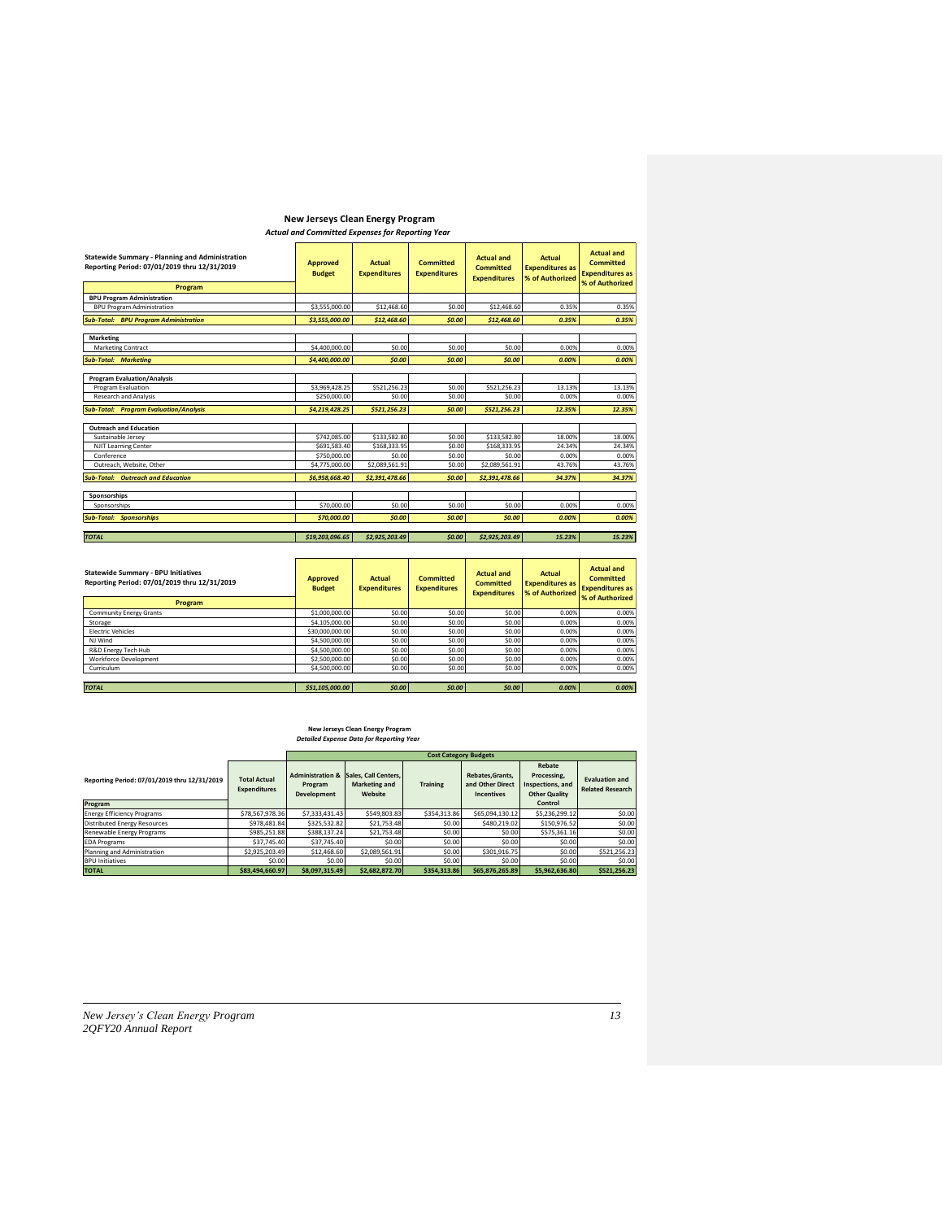## New Jerseys Clean Energy Program

*Actual and Committed Expenses for Reporting Year*

| Statewide Summary - Planning and Administration<br>Reporting Period: 07/01/2019 thru 12/31/2019<br>Program | Approved Budget | Actual Expenditures | Committed Expenditures | Actual and Committed Expenditures | Actual Expenditures as % of Authorized | Actual and Committed Expenditures as % of Authorized |
|---|---|---|---|---|---|---|
| **BPU Program Administration** | | | | | | |
| BPU Program Administration | $3,555,000.00 | $12,468.60 | $0.00 | $12,468.60 | 0.35% | 0.35% |
| ***Sub-Total: BPU Program Administration*** | ***$3,555,000.00*** | ***$12,468.60*** | ***$0.00*** | ***$12,468.60*** | ***0.35%*** | ***0.35%*** |
| **Marketing** | | | | | | |
| Marketing Contract | $4,400,000.00 | $0.00 | $0.00 | $0.00 | 0.00% | 0.00% |
| ***Sub-Total: Marketing*** | ***$4,400,000.00*** | ***$0.00*** | ***$0.00*** | ***$0.00*** | ***0.00%*** | ***0.00%*** |
| **Program Evaluation/Analysis** | | | | | | |
| Program Evaluation | $3,969,428.25 | $521,256.23 | $0.00 | $521,256.23 | 13.13% | 13.13% |
| Research and Analysis | $250,000.00 | $0.00 | $0.00 | $0.00 | 0.00% | 0.00% |
| ***Sub-Total: Program Evaluation/Analysis*** | ***$4,219,428.25*** | ***$521,256.23*** | ***$0.00*** | ***$521,256.23*** | ***12.35%*** | ***12.35%*** |
| **Outreach and Education** | | | | | | |
| Sustainable Jersey | $742,085.00 | $133,582.80 | $0.00 | $133,582.80 | 18.00% | 18.00% |
| NJIT Learning Center | $691,583.40 | $168,333.95 | $0.00 | $168,333.95 | 24.34% | 24.34% |
| Conference | $750,000.00 | $0.00 | $0.00 | $0.00 | 0.00% | 0.00% |
| Outreach, Website, Other | $4,775,000.00 | $2,089,561.91 | $0.00 | $2,089,561.91 | 43.76% | 43.76% |
| ***Sub-Total: Outreach and Education*** | ***$6,958,668.40*** | ***$2,391,478.66*** | ***$0.00*** | ***$2,391,478.66*** | ***34.37%*** | ***34.37%*** |
| **Sponsorships** | | | | | | |
| Sponsorships | $70,000.00 | $0.00 | $0.00 | $0.00 | 0.00% | 0.00% |
| ***Sub-Total: Sponsorships*** | ***$70,000.00*** | ***$0.00*** | ***$0.00*** | ***$0.00*** | ***0.00%*** | ***0.00%*** |
| ***TOTAL*** | ***$19,203,096.65*** | ***$2,925,203.49*** | ***$0.00*** | ***$2,925,203.49*** | ***15.23%*** | ***15.23%*** |

| Statewide Summary - BPU Initiatives<br>Reporting Period: 07/01/2019 thru 12/31/2019<br>Program | Approved Budget | Actual Expenditures | Committed Expenditures | Actual and Committed Expenditures | Actual Expenditures as % of Authorized | Actual and Committed Expenditures as % of Authorized |
|---|---|---|---|---|---|---|
| Community Energy Grants | $1,000,000.00 | $0.00 | $0.00 | $0.00 | 0.00% | 0.00% |
| Storage | $4,105,000.00 | $0.00 | $0.00 | $0.00 | 0.00% | 0.00% |
| Electric Vehicles | $30,000,000.00 | $0.00 | $0.00 | $0.00 | 0.00% | 0.00% |
| NJ Wind | $4,500,000.00 | $0.00 | $0.00 | $0.00 | 0.00% | 0.00% |
| R&D Energy Tech Hub | $4,500,000.00 | $0.00 | $0.00 | $0.00 | 0.00% | 0.00% |
| Workforce Development | $2,500,000.00 | $0.00 | $0.00 | $0.00 | 0.00% | 0.00% |
| Curriculum | $4,500,000.00 | $0.00 | $0.00 | $0.00 | 0.00% | 0.00% |
| ***TOTAL*** | ***$51,105,000.00*** | ***$0.00*** | ***$0.00*** | ***$0.00*** | ***0.00%*** | ***0.00%*** |

### New Jerseys Clean Energy Program

*Detailed Expense Data for Reporting Year*

| Reporting Period: 07/01/2019 thru 12/31/2019 | | Cost Category Budgets | | | | | |
|---|---|---|---|---|---|---|---|
| **Program** | **Total Actual Expenditures** | **Administration & Program Development** | **Sales, Call Centers, Marketing and Website** | **Training** | **Rebates,Grants, and Other Direct Incentives** | **Rebate Processing, Inspections, and Other Quality Control** | **Evaluation and Related Research** |
| Energy Efficiency Programs | $78,567,978.36 | $7,333,431.43 | $549,803.83 | $354,313.86 | $65,094,130.12 | $5,236,299.12 | $0.00 |
| Distributed Energy Resources | $978,481.84 | $325,532.82 | $21,753.48 | $0.00 | $480,219.02 | $150,976.52 | $0.00 |
| Renewable Energy Programs | $985,251.88 | $388,137.24 | $21,753.48 | $0.00 | $0.00 | $575,361.16 | $0.00 |
| EDA Programs | $37,745.40 | $37,745.40 | $0.00 | $0.00 | $0.00 | $0.00 | $0.00 |
| Planning and Administration | $2,925,203.49 | $12,468.60 | $2,089,561.91 | $0.00 | $301,916.75 | $0.00 | $521,256.23 |
| BPU Initiatives | $0.00 | $0.00 | $0.00 | $0.00 | $0.00 | $0.00 | $0.00 |
| **TOTAL** | **$83,494,660.97** | **$8,097,315.49** | **$2,682,872.70** | **$354,313.86** | **$65,876,265.89** | **$5,962,636.80** | **$521,256.23** |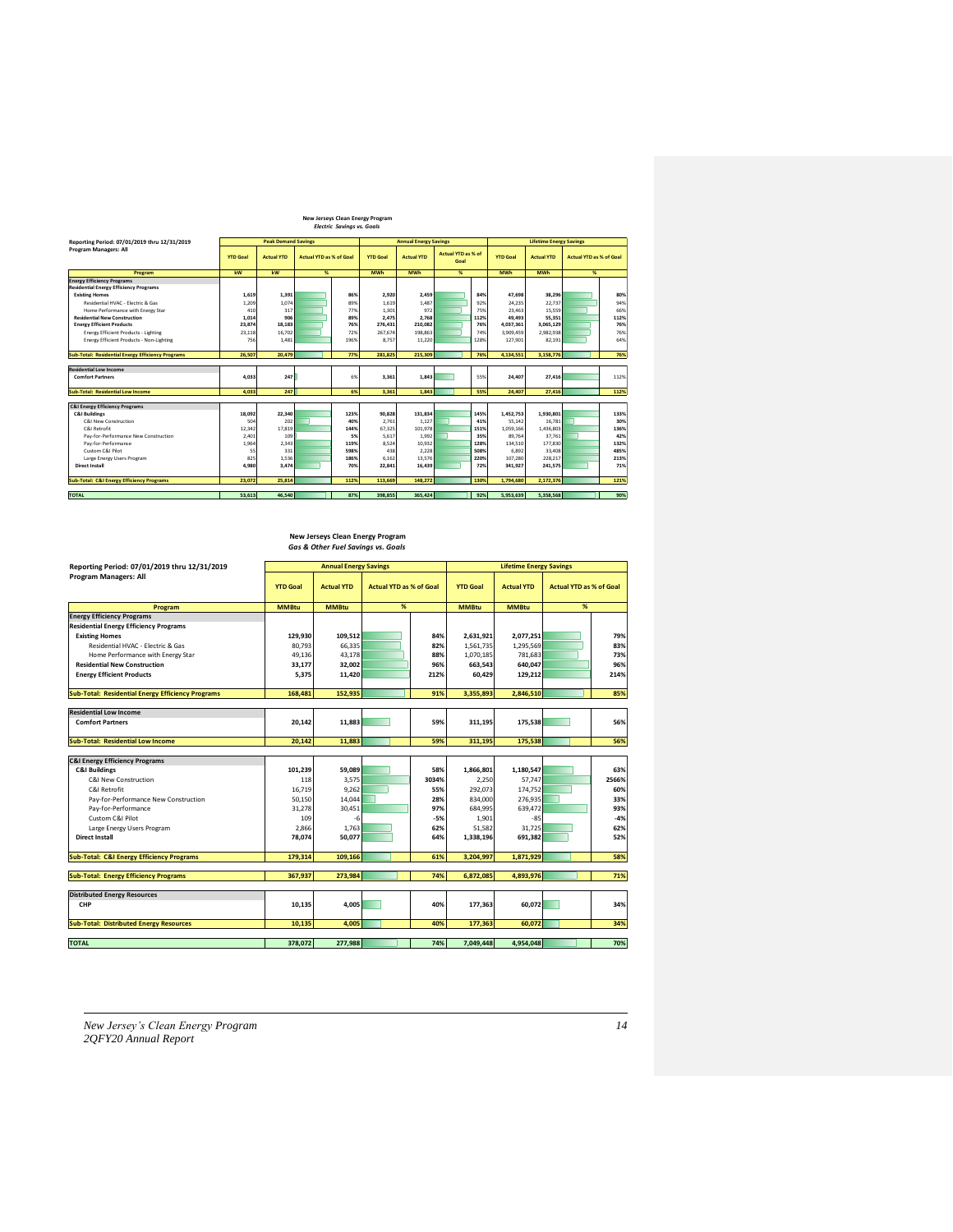### New Jerseys Clean Energy Program
*Electric Savings vs. Goals*

Reporting Period: 07/01/2019 thru 12/31/2019
Program Managers: All

| Program | Peak Demand Savings YTD Goal (kW) | Actual YTD (kW) | Actual YTD as % of Goal (%) | Annual Energy Savings YTD Goal (MWh) | Actual YTD (MWh) | Actual YTD as % of Goal (%) | Lifetime Energy Savings YTD Goal (MWh) | Actual YTD (MWh) | Actual YTD as % of Goal (%) |
|---|---|---|---|---|---|---|---|---|---|
| **Energy Efficiency Programs** | | | | | | | | | |
| **Residential Energy Efficiency Programs** | | | | | | | | | |
| **Existing Homes** | 1,619 | 1,391 | 86% | 2,920 | 2,459 | 84% | 47,698 | 38,296 | 80% |
| Residential HVAC - Electric & Gas | 1,209 | 1,074 | 89% | 1,619 | 1,487 | 92% | 24,235 | 22,737 | 94% |
| Home Performance with Energy Star | 410 | 317 | 77% | 1,301 | 972 | 75% | 23,463 | 15,559 | 66% |
| **Residential New Construction** | 1,014 | 906 | 89% | 2,475 | 2,768 | 112% | 49,493 | 55,351 | 112% |
| **Energy Efficient Products** | 23,874 | 18,183 | 76% | 276,431 | 210,082 | 76% | 4,037,361 | 3,065,129 | 76% |
| Energy Efficient Products - Lighting | 23,118 | 16,702 | 72% | 267,674 | 198,863 | 74% | 3,909,459 | 2,982,938 | 76% |
| Energy Efficient Products - Non-Lighting | 756 | 1,481 | 196% | 8,757 | 11,220 | 128% | 127,901 | 82,191 | 64% |
| **Sub-Total: Residential Energy Efficiency Programs** | 26,507 | 20,479 | 77% | 281,825 | 215,309 | 76% | 4,134,551 | 3,158,776 | 76% |
| **Residential Low Income** | | | | | | | | | |
| **Comfort Partners** | 4,033 | 247 | 6% | 3,361 | 1,843 | 55% | 24,407 | 27,416 | 112% |
| **Sub-Total: Residential Low Income** | 4,033 | 247 | 6% | 3,361 | 1,843 | 55% | 24,407 | 27,416 | 112% |
| **C&I Energy Efficiency Programs** | | | | | | | | | |
| **C&I Buildings** | 18,092 | 22,340 | 123% | 90,828 | 131,834 | 145% | 1,452,753 | 1,930,801 | 133% |
| C&I New Construction | 504 | 202 | 40% | 2,761 | 1,127 | 41% | 55,142 | 16,781 | 30% |
| C&I Retrofit | 12,342 | 17,819 | 144% | 67,325 | 101,978 | 151% | 1,059,166 | 1,436,803 | 136% |
| Pay-for-Performance New Construction | 2,401 | 109 | 5% | 5,617 | 1,992 | 35% | 89,764 | 37,761 | 42% |
| Pay-for-Performance | 1,964 | 2,343 | 119% | 8,524 | 10,932 | 128% | 134,510 | 177,830 | 132% |
| Custom C&I Pilot | 55 | 331 | 598% | 438 | 2,228 | 508% | 6,892 | 33,408 | 485% |
| Large Energy Users Program | 825 | 1,536 | 186% | 6,162 | 13,576 | 220% | 107,280 | 228,217 | 213% |
| **Direct Install** | 4,980 | 3,474 | 70% | 22,841 | 16,439 | 72% | 341,927 | 241,575 | 71% |
| **Sub-Total: C&I Energy Efficiency Programs** | 23,072 | 25,814 | 112% | 113,669 | 148,272 | 130% | 1,794,680 | 2,172,376 | 121% |
| **TOTAL** | 53,613 | 46,540 | 87% | 398,855 | 365,424 | 92% | 5,953,639 | 5,358,568 | 90% |

### New Jerseys Clean Energy Program
*Gas & Other Fuel Savings vs. Goals*

Reporting Period: 07/01/2019 thru 12/31/2019
Program Managers: All

| Program | Annual Energy Savings YTD Goal (MMBtu) | Actual YTD (MMBtu) | Actual YTD as % of Goal (%) | Lifetime Energy Savings YTD Goal (MMBtu) | Actual YTD (MMBtu) | Actual YTD as % of Goal (%) |
|---|---|---|---|---|---|---|
| **Energy Efficiency Programs** | | | | | | |
| **Residential Energy Efficiency Programs** | | | | | | |
| **Existing Homes** | 129,930 | 109,512 | 84% | 2,631,921 | 2,077,251 | 79% |
| Residential HVAC - Electric & Gas | 80,793 | 66,335 | 82% | 1,561,735 | 1,295,569 | 83% |
| Home Performance with Energy Star | 49,136 | 43,178 | 88% | 1,070,185 | 781,683 | 73% |
| **Residential New Construction** | 33,177 | 32,002 | 96% | 663,543 | 640,047 | 96% |
| **Energy Efficient Products** | 5,375 | 11,420 | 212% | 60,429 | 129,212 | 214% |
| **Sub-Total: Residential Energy Efficiency Programs** | 168,481 | 152,935 | 91% | 3,355,893 | 2,846,510 | 85% |
| **Residential Low Income** | | | | | | |
| **Comfort Partners** | 20,142 | 11,883 | 59% | 311,195 | 175,538 | 56% |
| **Sub-Total: Residential Low Income** | 20,142 | 11,883 | 59% | 311,195 | 175,538 | 56% |
| **C&I Energy Efficiency Programs** | | | | | | |
| **C&I Buildings** | 101,239 | 59,089 | 58% | 1,866,801 | 1,180,547 | 63% |
| C&I New Construction | 118 | 3,575 | 3034% | 2,250 | 57,747 | 2566% |
| C&I Retrofit | 16,719 | 9,262 | 55% | 292,073 | 174,752 | 60% |
| Pay-for-Performance New Construction | 50,150 | 14,044 | 28% | 834,000 | 276,935 | 33% |
| Pay-for-Performance | 31,278 | 30,451 | 97% | 684,995 | 639,472 | 93% |
| Custom C&I Pilot | 109 | -6 | -5% | 1,901 | -85 | -4% |
| Large Energy Users Program | 2,866 | 1,763 | 62% | 51,582 | 31,725 | 62% |
| **Direct Install** | 78,074 | 50,077 | 64% | 1,338,196 | 691,382 | 52% |
| **Sub-Total: C&I Energy Efficiency Programs** | 179,314 | 109,166 | 61% | 3,204,997 | 1,871,929 | 58% |
| **Sub-Total: Energy Efficiency Programs** | 367,937 | 273,984 | 74% | 6,872,085 | 4,893,976 | 71% |
| **Distributed Energy Resources** | | | | | | |
| **CHP** | 10,135 | 4,005 | 40% | 177,363 | 60,072 | 34% |
| **Sub-Total: Distributed Energy Resources** | 10,135 | 4,005 | 40% | 177,363 | 60,072 | 34% |
| **TOTAL** | 378,072 | 277,988 | 74% | 7,049,448 | 4,954,048 | 70% |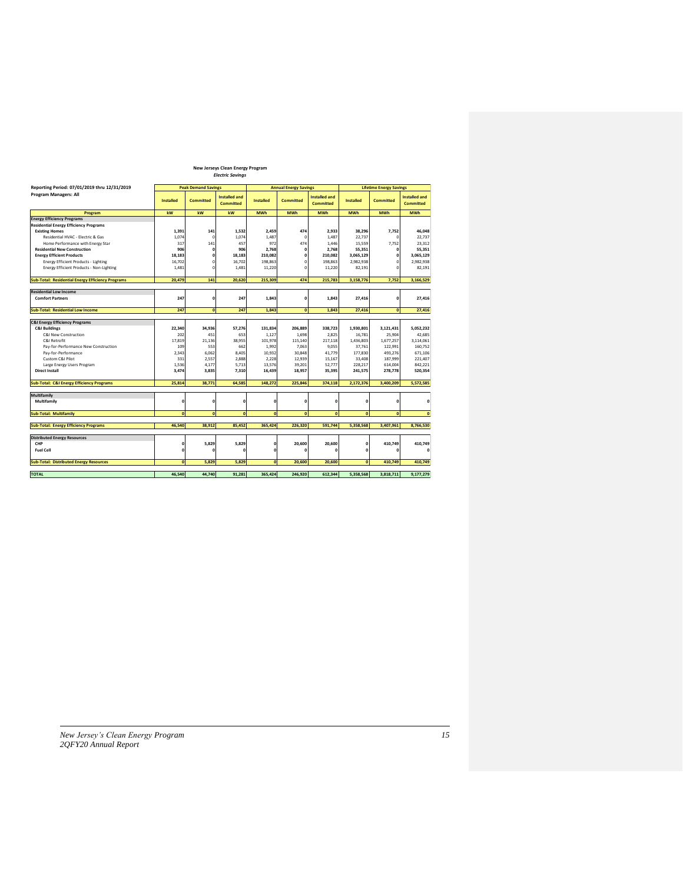**New Jerseys Clean Energy Program**
*Electric Savings*

| Reporting Period: 07/01/2019 thru 12/31/2019<br>Program Managers: All | Peak Demand Savings | | | Annual Energy Savings | | | Lifetime Energy Savings | | |
|---|---|---|---|---|---|---|---|---|---|
| | Installed | Committed | Installed and Committed | Installed | Committed | Installed and Committed | Installed | Committed | Installed and Committed |
| **Program** | **kW** | **kW** | **kW** | **MWh** | **MWh** | **MWh** | **MWh** | **MWh** | **MWh** |
| **Energy Efficiency Programs** | | | | | | | | | |
| **Residential Energy Efficiency Programs** | | | | | | | | | |
| **Existing Homes** | **1,391** | **141** | **1,532** | **2,459** | **474** | **2,933** | **38,296** | **7,752** | **46,048** |
| Residential HVAC - Electric & Gas | 1,074 | 0 | 1,074 | 1,487 | 0 | 1,487 | 22,737 | 0 | 22,737 |
| Home Performance with Energy Star | 317 | 141 | 457 | 972 | 474 | 1,446 | 15,559 | 7,752 | 23,312 |
| **Residential New Construction** | **906** | **0** | **906** | **2,768** | **0** | **2,768** | **55,351** | **0** | **55,351** |
| **Energy Efficient Products** | **18,183** | **0** | **18,183** | **210,082** | **0** | **210,082** | **3,065,129** | **0** | **3,065,129** |
| Energy Efficient Products - Lighting | 16,702 | 0 | 16,702 | 198,863 | 0 | 198,863 | 2,982,938 | 0 | 2,982,938 |
| Energy Efficient Products - Non-Lighting | 1,481 | 0 | 1,481 | 11,220 | 0 | 11,220 | 82,191 | 0 | 82,191 |
| **Sub-Total: Residential Energy Efficiency Programs** | **20,479** | **141** | **20,620** | **215,309** | **474** | **215,783** | **3,158,776** | **7,752** | **3,166,529** |
| **Residential Low Income** | | | | | | | | | |
| **Comfort Partners** | **247** | **0** | **247** | **1,843** | **0** | **1,843** | **27,416** | **0** | **27,416** |
| **Sub-Total: Residential Low Income** | **247** | **0** | **247** | **1,843** | **0** | **1,843** | **27,416** | **0** | **27,416** |
| **C&I Energy Efficiency Programs** | | | | | | | | | |
| **C&I Buildings** | **22,340** | **34,936** | **57,276** | **131,834** | **206,889** | **338,723** | **1,930,801** | **3,121,431** | **5,052,232** |
| C&I New Construction | 202 | 451 | 653 | 1,127 | 1,698 | 2,825 | 16,781 | 25,904 | 42,685 |
| C&I Retrofit | 17,819 | 21,136 | 38,955 | 101,978 | 115,140 | 217,118 | 1,436,803 | 1,677,257 | 3,114,061 |
| Pay-for-Performance New Construction | 109 | 553 | 662 | 1,992 | 7,063 | 9,055 | 37,761 | 122,991 | 160,752 |
| Pay-for-Performance | 2,343 | 6,062 | 8,405 | 10,932 | 30,848 | 41,779 | 177,830 | 493,276 | 671,106 |
| Custom C&I Pilot | 331 | 2,557 | 2,888 | 2,228 | 12,939 | 15,167 | 33,408 | 187,999 | 221,407 |
| Large Energy Users Program | 1,536 | 4,177 | 5,713 | 13,576 | 39,201 | 52,777 | 228,217 | 614,004 | 842,221 |
| **Direct Install** | **3,474** | **3,835** | **7,310** | **16,439** | **18,957** | **35,395** | **241,575** | **278,778** | **520,354** |
| **Sub-Total: C&I Energy Efficiency Programs** | **25,814** | **38,771** | **64,585** | **148,272** | **225,846** | **374,118** | **2,172,376** | **3,400,209** | **5,572,585** |
| **Multifamily** | | | | | | | | | |
| **Multifamily** | **0** | **0** | **0** | **0** | **0** | **0** | **0** | **0** | **0** |
| **Sub-Total: Multifamily** | **0** | **0** | **0** | **0** | **0** | **0** | **0** | **0** | **0** |
| **Sub-Total: Energy Efficiency Programs** | **46,540** | **38,912** | **85,452** | **365,424** | **226,320** | **591,744** | **5,358,568** | **3,407,961** | **8,766,530** |
| **Distributed Energy Resources** | | | | | | | | | |
| **CHP** | **0** | **5,829** | **5,829** | **0** | **20,600** | **20,600** | **0** | **410,749** | **410,749** |
| **Fuel Cell** | **0** | **0** | **0** | **0** | **0** | **0** | **0** | **0** | **0** |
| **Sub-Total: Distributed Energy Resources** | **0** | **5,829** | **5,829** | **0** | **20,600** | **20,600** | **0** | **410,749** | **410,749** |
| **TOTAL** | **46,540** | **44,740** | **91,281** | **365,424** | **246,920** | **612,344** | **5,358,568** | **3,818,711** | **9,177,279** |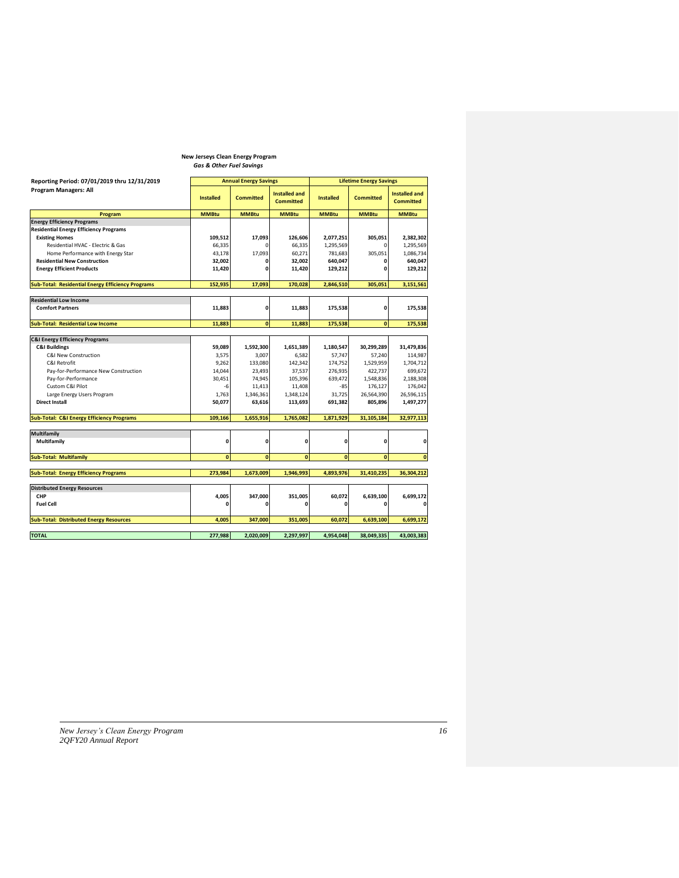**New Jerseys Clean Energy Program**
***Gas & Other Fuel Savings***

| Reporting Period: 07/01/2019 thru 12/31/2019<br>Program Managers: All | Annual Energy Savings | | | Lifetime Energy Savings | | |
|---|---|---|---|---|---|---|
| | Installed | Committed | Installed and Committed | Installed | Committed | Installed and Committed |
| **Program** | **MMBtu** | **MMBtu** | **MMBtu** | **MMBtu** | **MMBtu** | **MMBtu** |
| **Energy Efficiency Programs** | | | | | | |
| **Residential Energy Efficiency Programs** | | | | | | |
| **Existing Homes** | **109,512** | **17,093** | **126,606** | **2,077,251** | **305,051** | **2,382,302** |
| Residential HVAC - Electric & Gas | 66,335 | 0 | 66,335 | 1,295,569 | 0 | 1,295,569 |
| Home Performance with Energy Star | 43,178 | 17,093 | 60,271 | 781,683 | 305,051 | 1,086,734 |
| **Residential New Construction** | **32,002** | **0** | **32,002** | **640,047** | **0** | **640,047** |
| **Energy Efficient Products** | **11,420** | **0** | **11,420** | **129,212** | **0** | **129,212** |
| **Sub-Total: Residential Energy Efficiency Programs** | **152,935** | **17,093** | **170,028** | **2,846,510** | **305,051** | **3,151,561** |
| **Residential Low Income** | | | | | | |
| **Comfort Partners** | **11,883** | **0** | **11,883** | **175,538** | **0** | **175,538** |
| **Sub-Total: Residential Low Income** | **11,883** | **0** | **11,883** | **175,538** | **0** | **175,538** |
| **C&I Energy Efficiency Programs** | | | | | | |
| **C&I Buildings** | **59,089** | **1,592,300** | **1,651,389** | **1,180,547** | **30,299,289** | **31,479,836** |
| C&I New Construction | 3,575 | 3,007 | 6,582 | 57,747 | 57,240 | 114,987 |
| C&I Retrofit | 9,262 | 133,080 | 142,342 | 174,752 | 1,529,959 | 1,704,712 |
| Pay-for-Performance New Construction | 14,044 | 23,493 | 37,537 | 276,935 | 422,737 | 699,672 |
| Pay-for-Performance | 30,451 | 74,945 | 105,396 | 639,472 | 1,548,836 | 2,188,308 |
| Custom C&I Pilot | -6 | 11,413 | 11,408 | -85 | 176,127 | 176,042 |
| Large Energy Users Program | 1,763 | 1,346,361 | 1,348,124 | 31,725 | 26,564,390 | 26,596,115 |
| **Direct Install** | **50,077** | **63,616** | **113,693** | **691,382** | **805,896** | **1,497,277** |
| **Sub-Total: C&I Energy Efficiency Programs** | **109,166** | **1,655,916** | **1,765,082** | **1,871,929** | **31,105,184** | **32,977,113** |
| **Multifamily** | | | | | | |
| **Multifamily** | **0** | **0** | **0** | **0** | **0** | **0** |
| **Sub-Total: Multifamily** | **0** | **0** | **0** | **0** | **0** | **0** |
| **Sub-Total: Energy Efficiency Programs** | **273,984** | **1,673,009** | **1,946,993** | **4,893,976** | **31,410,235** | **36,304,212** |
| **Distributed Energy Resources** | | | | | | |
| **CHP** | **4,005** | **347,000** | **351,005** | **60,072** | **6,639,100** | **6,699,172** |
| **Fuel Cell** | **0** | **0** | **0** | **0** | **0** | **0** |
| **Sub-Total: Distributed Energy Resources** | **4,005** | **347,000** | **351,005** | **60,072** | **6,639,100** | **6,699,172** |
| **TOTAL** | **277,988** | **2,020,009** | **2,297,997** | **4,954,048** | **38,049,335** | **43,003,383** |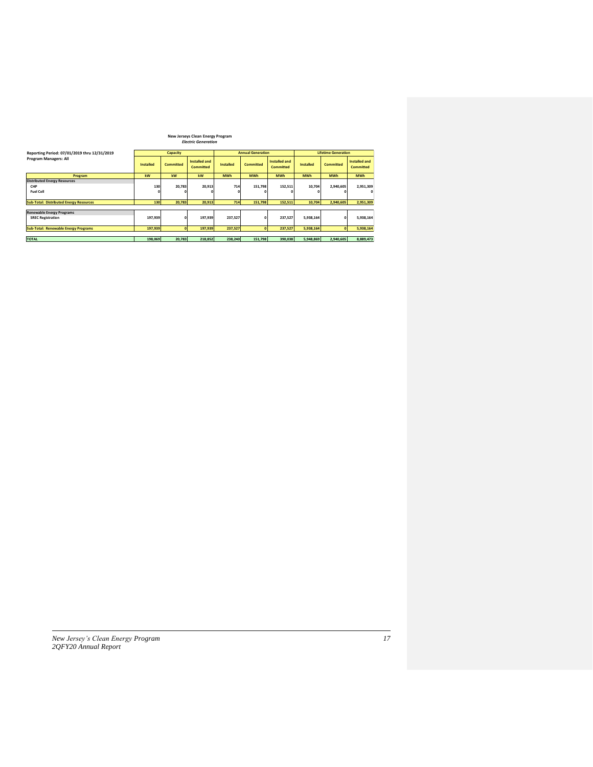**New Jerseys Clean Energy Program**
***Electric Generation***

Reporting Period: 07/01/2019 thru 12/31/2019
Program Managers: All

| | Capacity | | | Annual Generation | | | Lifetime Generation | | |
|---|---|---|---|---|---|---|---|---|---|
| | Installed | Committed | Installed and Committed | Installed | Committed | Installed and Committed | Installed | Committed | Installed and Committed |
| **Program** | kW | kW | kW | MWh | MWh | MWh | MWh | MWh | MWh |
| **Distributed Energy Resources** | | | | | | | | | |
| CHP | 130 | 20,783 | 20,913 | 714 | 151,798 | 152,511 | 10,704 | 2,940,605 | 2,951,309 |
| Fuel Cell | 0 | 0 | 0 | 0 | 0 | 0 | 0 | 0 | 0 |
| **Sub-Total: Distributed Energy Resources** | 130 | 20,783 | 20,913 | 714 | 151,798 | 152,511 | 10,704 | 2,940,605 | 2,951,309 |
| **Renewable Energy Programs** | | | | | | | | | |
| SREC Registration | 197,939 | 0 | 197,939 | 237,527 | 0 | 237,527 | 5,938,164 | 0 | 5,938,164 |
| **Sub-Total: Renewable Energy Programs** | 197,939 | 0 | 197,939 | 237,527 | 0 | 237,527 | 5,938,164 | 0 | 5,938,164 |
| **TOTAL** | 198,069 | 20,783 | 218,852 | 238,240 | 151,798 | 390,038 | 5,948,869 | 2,940,605 | 8,889,473 |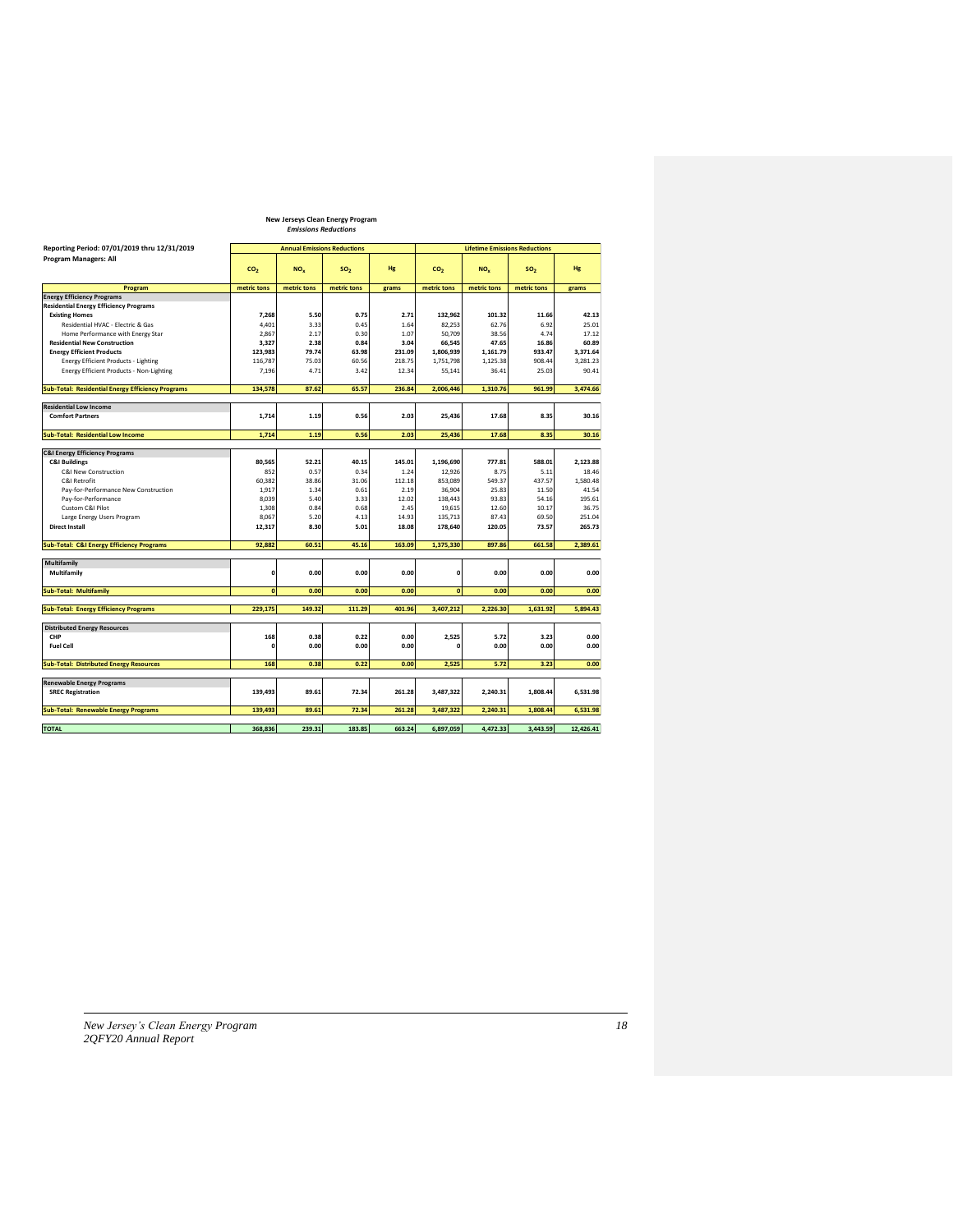**New Jerseys Clean Energy Program**
***Emissions Reductions***

| Reporting Period: 07/01/2019 thru 12/31/2019<br>Program Managers: All | Annual Emissions Reductions | | | | Lifetime Emissions Reductions | | | |
|---|---|---|---|---|---|---|---|---|
| | $CO_2$ | $NO_x$ | $SO_2$ | Hg | $CO_2$ | $NO_x$ | $SO_2$ | Hg |
| **Program** | metric tons | metric tons | metric tons | grams | metric tons | metric tons | metric tons | grams |
| **Energy Efficiency Programs** | | | | | | | | |
| **Residential Energy Efficiency Programs** | | | | | | | | |
| **Existing Homes** | **7,268** | **5.50** | **0.75** | **2.71** | **132,962** | **101.32** | **11.66** | **42.13** |
| Residential HVAC - Electric & Gas | 4,401 | 3.33 | 0.45 | 1.64 | 82,253 | 62.76 | 6.92 | 25.01 |
| Home Performance with Energy Star | 2,867 | 2.17 | 0.30 | 1.07 | 50,709 | 38.56 | 4.74 | 17.12 |
| **Residential New Construction** | **3,327** | **2.38** | **0.84** | **3.04** | **66,545** | **47.65** | **16.86** | **60.89** |
| **Energy Efficient Products** | **123,983** | **79.74** | **63.98** | **231.09** | **1,806,939** | **1,161.79** | **933.47** | **3,371.64** |
| Energy Efficient Products - Lighting | 116,787 | 75.03 | 60.56 | 218.75 | 1,751,798 | 1,125.38 | 908.44 | 3,281.23 |
| Energy Efficient Products - Non-Lighting | 7,196 | 4.71 | 3.42 | 12.34 | 55,141 | 36.41 | 25.03 | 90.41 |
| **Sub-Total: Residential Energy Efficiency Programs** | **134,578** | **87.62** | **65.57** | **236.84** | **2,006,446** | **1,310.76** | **961.99** | **3,474.66** |
| **Residential Low Income** | | | | | | | | |
| **Comfort Partners** | **1,714** | **1.19** | **0.56** | **2.03** | **25,436** | **17.68** | **8.35** | **30.16** |
| **Sub-Total: Residential Low Income** | **1,714** | **1.19** | **0.56** | **2.03** | **25,436** | **17.68** | **8.35** | **30.16** |
| **C&I Energy Efficiency Programs** | | | | | | | | |
| **C&I Buildings** | **80,565** | **52.21** | **40.15** | **145.01** | **1,196,690** | **777.81** | **588.01** | **2,123.88** |
| C&I New Construction | 852 | 0.57 | 0.34 | 1.24 | 12,926 | 8.75 | 5.11 | 18.46 |
| C&I Retrofit | 60,382 | 38.86 | 31.06 | 112.18 | 853,089 | 549.37 | 437.57 | 1,580.48 |
| Pay-for-Performance New Construction | 1,917 | 1.34 | 0.61 | 2.19 | 36,904 | 25.83 | 11.50 | 41.54 |
| Pay-for-Performance | 8,039 | 5.40 | 3.33 | 12.02 | 138,443 | 93.83 | 54.16 | 195.61 |
| Custom C&I Pilot | 1,308 | 0.84 | 0.68 | 2.45 | 19,615 | 12.60 | 10.17 | 36.75 |
| Large Energy Users Program | 8,067 | 5.20 | 4.13 | 14.93 | 135,713 | 87.43 | 69.50 | 251.04 |
| **Direct Install** | **12,317** | **8.30** | **5.01** | **18.08** | **178,640** | **120.05** | **73.57** | **265.73** |
| **Sub-Total: C&I Energy Efficiency Programs** | **92,882** | **60.51** | **45.16** | **163.09** | **1,375,330** | **897.86** | **661.58** | **2,389.61** |
| **Multifamily** | | | | | | | | |
| **Multifamily** | **0** | **0.00** | **0.00** | **0.00** | **0** | **0.00** | **0.00** | **0.00** |
| **Sub-Total: Multifamily** | **0** | **0.00** | **0.00** | **0.00** | **0** | **0.00** | **0.00** | **0.00** |
| **Sub-Total: Energy Efficiency Programs** | **229,175** | **149.32** | **111.29** | **401.96** | **3,407,212** | **2,226.30** | **1,631.92** | **5,894.43** |
| **Distributed Energy Resources** | | | | | | | | |
| **CHP** | **168** | **0.38** | **0.22** | **0.00** | **2,525** | **5.72** | **3.23** | **0.00** |
| **Fuel Cell** | **0** | **0.00** | **0.00** | **0.00** | **0** | **0.00** | **0.00** | **0.00** |
| **Sub-Total: Distributed Energy Resources** | **168** | **0.38** | **0.22** | **0.00** | **2,525** | **5.72** | **3.23** | **0.00** |
| **Renewable Energy Programs** | | | | | | | | |
| **SREC Registration** | **139,493** | **89.61** | **72.34** | **261.28** | **3,487,322** | **2,240.31** | **1,808.44** | **6,531.98** |
| **Sub-Total: Renewable Energy Programs** | **139,493** | **89.61** | **72.34** | **261.28** | **3,487,322** | **2,240.31** | **1,808.44** | **6,531.98** |
| **TOTAL** | **368,836** | **239.31** | **183.85** | **663.24** | **6,897,059** | **4,472.33** | **3,443.59** | **12,426.41** |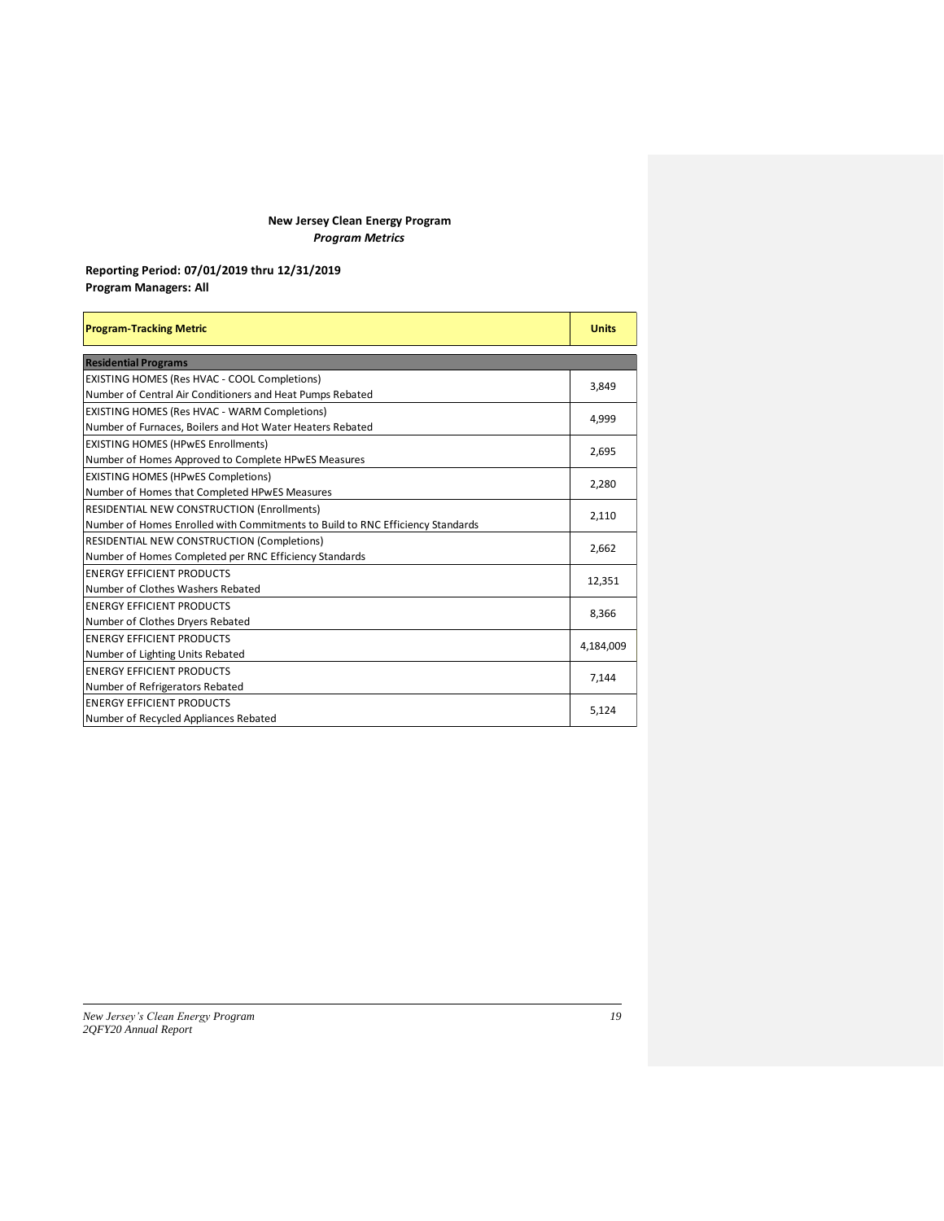**New Jersey Clean Energy Program**
***Program Metrics***

**Reporting Period: 07/01/2019 thru 12/31/2019**
**Program Managers: All**

| Program-Tracking Metric | Units |
| --- | --- |
| **Residential Programs** | |
| EXISTING HOMES (Res HVAC - COOL Completions)<br>Number of Central Air Conditioners and Heat Pumps Rebated | 3,849 |
| EXISTING HOMES (Res HVAC - WARM Completions)<br>Number of Furnaces, Boilers and Hot Water Heaters Rebated | 4,999 |
| EXISTING HOMES (HPwES Enrollments)<br>Number of Homes Approved to Complete HPwES Measures | 2,695 |
| EXISTING HOMES (HPwES Completions)<br>Number of Homes that Completed HPwES Measures | 2,280 |
| RESIDENTIAL NEW CONSTRUCTION (Enrollments)<br>Number of Homes Enrolled with Commitments to Build to RNC Efficiency Standards | 2,110 |
| RESIDENTIAL NEW CONSTRUCTION (Completions)<br>Number of Homes Completed per RNC Efficiency Standards | 2,662 |
| ENERGY EFFICIENT PRODUCTS<br>Number of Clothes Washers Rebated | 12,351 |
| ENERGY EFFICIENT PRODUCTS<br>Number of Clothes Dryers Rebated | 8,366 |
| ENERGY EFFICIENT PRODUCTS<br>Number of Lighting Units Rebated | 4,184,009 |
| ENERGY EFFICIENT PRODUCTS<br>Number of Refrigerators Rebated | 7,144 |
| ENERGY EFFICIENT PRODUCTS<br>Number of Recycled Appliances Rebated | 5,124 |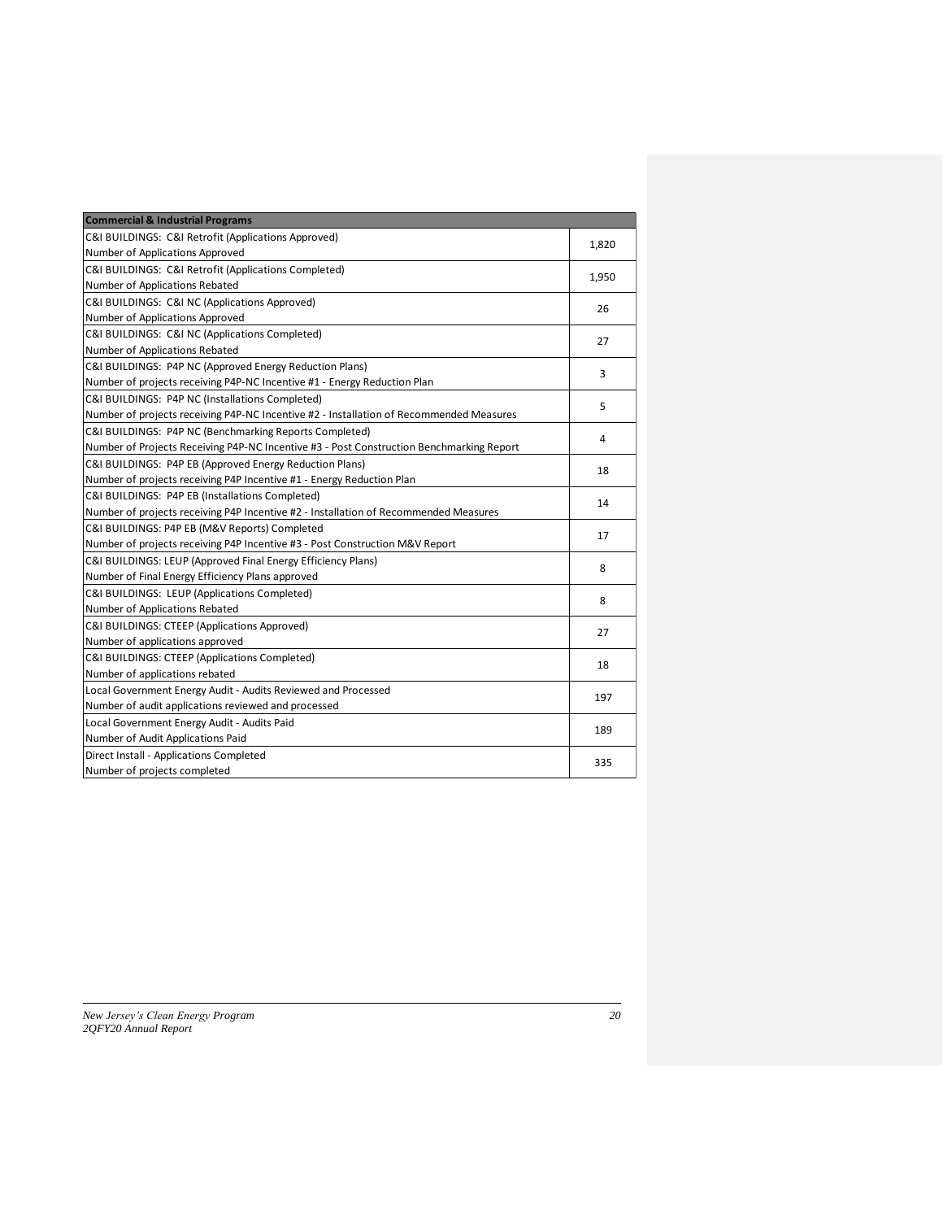| Commercial & Industrial Programs | |
|---|---|
| C&I BUILDINGS: C&I Retrofit (Applications Approved)<br>Number of Applications Approved | 1,820 |
| C&I BUILDINGS: C&I Retrofit (Applications Completed)<br>Number of Applications Rebated | 1,950 |
| C&I BUILDINGS: C&I NC (Applications Approved)<br>Number of Applications Approved | 26 |
| C&I BUILDINGS: C&I NC (Applications Completed)<br>Number of Applications Rebated | 27 |
| C&I BUILDINGS: P4P NC (Approved Energy Reduction Plans)<br>Number of projects receiving P4P-NC Incentive #1 - Energy Reduction Plan | 3 |
| C&I BUILDINGS: P4P NC (Installations Completed)<br>Number of projects receiving P4P-NC Incentive #2 - Installation of Recommended Measures | 5 |
| C&I BUILDINGS: P4P NC (Benchmarking Reports Completed)<br>Number of Projects Receiving P4P-NC Incentive #3 - Post Construction Benchmarking Report | 4 |
| C&I BUILDINGS: P4P EB (Approved Energy Reduction Plans)<br>Number of projects receiving P4P Incentive #1 - Energy Reduction Plan | 18 |
| C&I BUILDINGS: P4P EB (Installations Completed)<br>Number of projects receiving P4P Incentive #2 - Installation of Recommended Measures | 14 |
| C&I BUILDINGS: P4P EB (M&V Reports) Completed<br>Number of projects receiving P4P Incentive #3 - Post Construction M&V Report | 17 |
| C&I BUILDINGS: LEUP (Approved Final Energy Efficiency Plans)<br>Number of Final Energy Efficiency Plans approved | 8 |
| C&I BUILDINGS: LEUP (Applications Completed)<br>Number of Applications Rebated | 8 |
| C&I BUILDINGS: CTEEP (Applications Approved)<br>Number of applications approved | 27 |
| C&I BUILDINGS: CTEEP (Applications Completed)<br>Number of applications rebated | 18 |
| Local Government Energy Audit - Audits Reviewed and Processed<br>Number of audit applications reviewed and processed | 197 |
| Local Government Energy Audit - Audits Paid<br>Number of Audit Applications Paid | 189 |
| Direct Install - Applications Completed<br>Number of projects completed | 335 |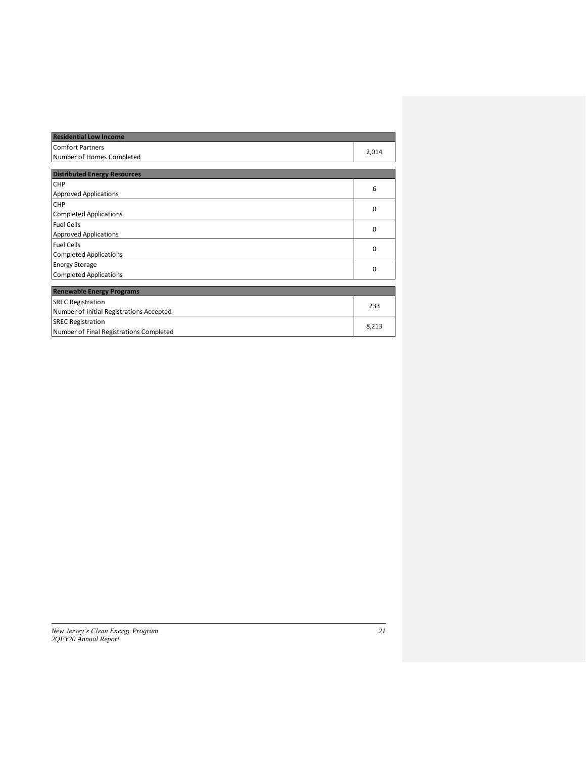| Residential Low Income | |
|---|---|
| Comfort Partners<br>Number of Homes Completed | 2,014 |

| Distributed Energy Resources | |
|---|---|
| CHP<br>Approved Applications | 6 |
| CHP<br>Completed Applications | 0 |
| Fuel Cells<br>Approved Applications | 0 |
| Fuel Cells<br>Completed Applications | 0 |
| Energy Storage<br>Completed Applications | 0 |

| Renewable Energy Programs | |
|---|---|
| SREC Registration<br>Number of Initial Registrations Accepted | 233 |
| SREC Registration<br>Number of Final Registrations Completed | 8,213 |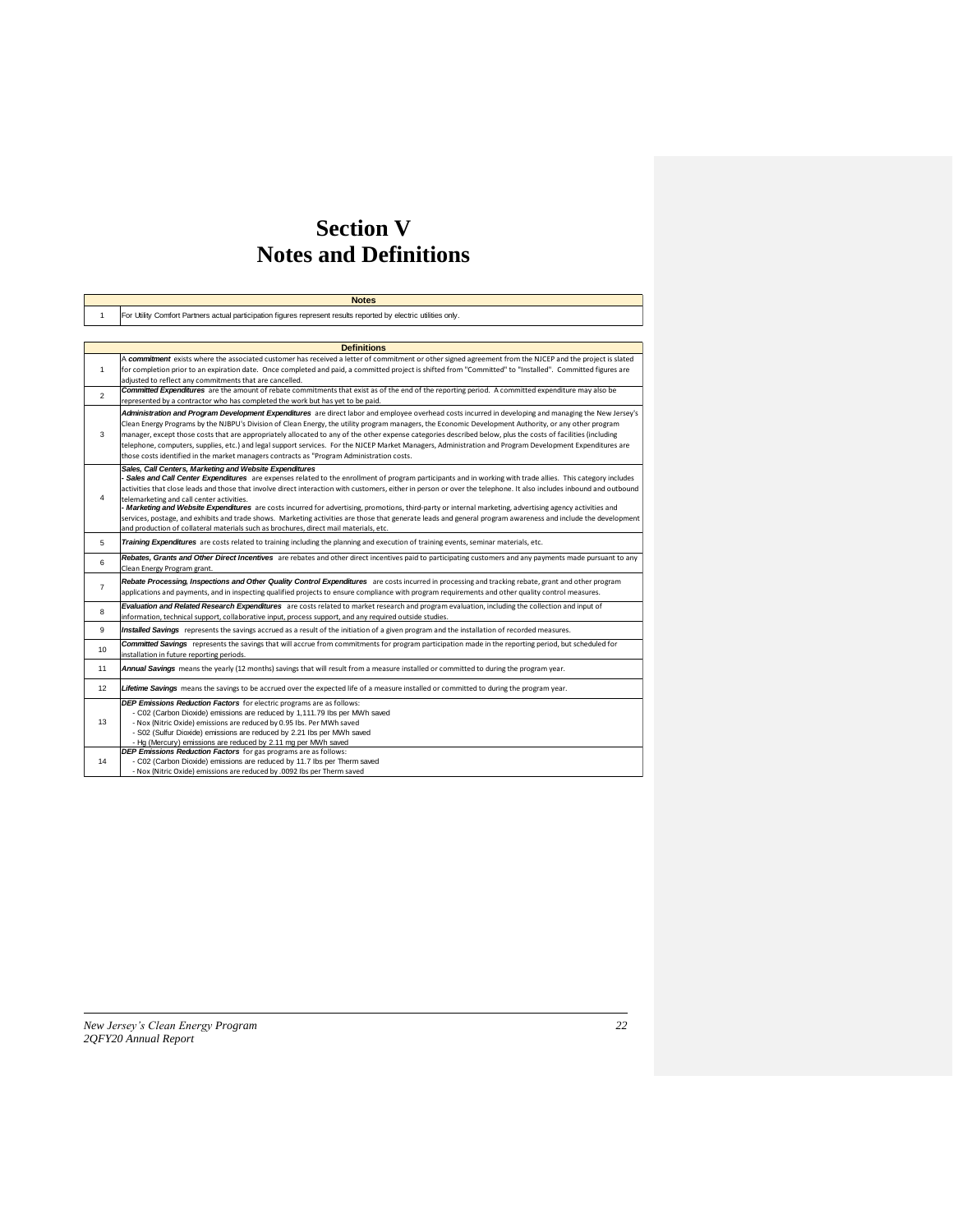# Section V
# Notes and Definitions

| | Notes |
|---|---|
| 1 | For Utility Comfort Partners actual participation figures represent results reported by electric utilities only. |

| | Definitions |
|---|---|
| 1 | A ***commitment*** exists where the associated customer has received a letter of commitment or other signed agreement from the NJCEP and the project is slated for completion prior to an expiration date. Once completed and paid, a committed project is shifted from "Committed" to "Installed". Committed figures are adjusted to reflect any commitments that are cancelled. |
| 2 | ***Committed Expenditures*** are the amount of rebate commitments that exist as of the end of the reporting period. A committed expenditure may also be represented by a contractor who has completed the work but has yet to be paid. |
| 3 | ***Administration and Program Development Expenditures*** are direct labor and employee overhead costs incurred in developing and managing the New Jersey's Clean Energy Programs by the NJBPU's Division of Clean Energy, the utility program managers, the Economic Development Authority, or any other program manager, except those costs that are appropriately allocated to any of the other expense categories described below, plus the costs of facilities (including telephone, computers, supplies, etc.) and legal support services. For the NJCEP Market Managers, Administration and Program Development Expenditures are those costs identified in the market managers contracts as "Program Administration costs. |
| 4 | ***Sales, Call Centers, Marketing and Website Expenditures*** <br> - ***Sales and Call Center Expenditures*** are expenses related to the enrollment of program participants and in working with trade allies. This category includes activities that close leads and those that involve direct interaction with customers, either in person or over the telephone. It also includes inbound and outbound telemarketing and call center activities. <br> - ***Marketing and Website Expenditures*** are costs incurred for advertising, promotions, third-party or internal marketing, advertising agency activities and services, postage, and exhibits and trade shows. Marketing activities are those that generate leads and general program awareness and include the development and production of collateral materials such as brochures, direct mail materials, etc. |
| 5 | ***Training Expenditures*** are costs related to training including the planning and execution of training events, seminar materials, etc. |
| 6 | ***Rebates, Grants and Other Direct Incentives*** are rebates and other direct incentives paid to participating customers and any payments made pursuant to any Clean Energy Program grant. |
| 7 | ***Rebate Processing, Inspections and Other Quality Control Expenditures*** are costs incurred in processing and tracking rebate, grant and other program applications and payments, and in inspecting qualified projects to ensure compliance with program requirements and other quality control measures. |
| 8 | ***Evaluation and Related Research Expenditures*** are costs related to market research and program evaluation, including the collection and input of information, technical support, collaborative input, process support, and any required outside studies. |
| 9 | ***Installed Savings*** represents the savings accrued as a result of the initiation of a given program and the installation of recorded measures. |
| 10 | ***Committed Savings*** represents the savings that will accrue from commitments for program participation made in the reporting period, but scheduled for installation in future reporting periods. |
| 11 | ***Annual Savings*** means the yearly (12 months) savings that will result from a measure installed or committed to during the program year. |
| 12 | ***Lifetime Savings*** means the savings to be accrued over the expected life of a measure installed or committed to during the program year. |
| 13 | ***DEP Emissions Reduction Factors*** for electric programs are as follows: <br> - C02 (Carbon Dioxide) emissions are reduced by 1,111.79 lbs per MWh saved <br> - Nox (Nitric Oxide) emissions are reduced by 0.95 lbs. Per MWh saved <br> - S02 (Sulfur Dioxide) emissions are reduced by 2.21 lbs per MWh saved <br> - Hg (Mercury) emissions are reduced by 2.11 mg per MWh saved |
| 14 | ***DEP Emissions Reduction Factors*** for gas programs are as follows: <br> - C02 (Carbon Dioxide) emissions are reduced by 11.7 lbs per Therm saved <br> - Nox (Nitric Oxide) emissions are reduced by .0092 lbs per Therm saved |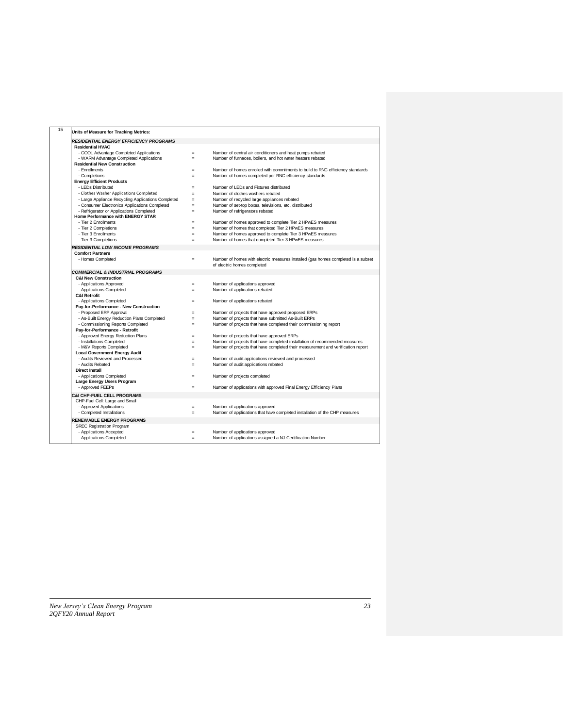15

**Units of Measure for Tracking Metrics:**

| | | |
|---|---|---|
| ***RESIDENTIAL ENERGY EFFICIENCY PROGRAMS*** | | |
| **Residential HVAC** | | |
| - COOL Advantage Completed Applications | = | Number of central air conditioners and heat pumps rebated |
| - WARM Advantage Completed Applications | = | Number of furnaces, boilers, and hot water heaters rebated |
| **Residential New Construction** | | |
| - Enrollments | = | Number of homes enrolled with commitments to build to RNC efficiency standards |
| - Completions | = | Number of homes completed per RNC efficiency standards |
| **Energy Efficient Products** | | |
| - LEDs Distributed | = | Number of LEDs and Fixtures distributed |
| - Clothes Washer Applications Completed | = | Number of clothes washers rebated |
| - Large Appliance Recycling Applications Completed | = | Number of recycled large appliances rebated |
| - Consumer Electronics Applications Completed | = | Number of set-top boxes, televisions, etc. distributed |
| - Refrigerator or Applications Completed | = | Number of refrigerators rebated |
| **Home Performance with ENERGY STAR** | | |
| - Tier 2 Enrollments | = | Number of homes approved to complete Tier 2 HPwES measures |
| - Tier 2 Completions | = | Number of homes that completed Tier 2 HPwES measures |
| - Tier 3 Enrollments | = | Number of homes approved to complete Tier 3 HPwES measures |
| - Tier 3 Completions | = | Number of homes that completed Tier 3 HPwES measures |
| ***RESIDENTIAL LOW INCOME PROGRAMS*** | | |
| **Comfort Partners** | | |
| - Homes Completed | = | Number of homes with electric measures installed (gas homes completed is a subset of electric homes completed |
| ***COMMERCIAL & INDUSTRIAL PROGRAMS*** | | |
| **C&I New Construction** | | |
| - Applications Approved | = | Number of applications approved |
| - Applications Completed | = | Number of applications rebated |
| **C&I Retrofit** | | |
| - Applications Completed | = | Number of applications rebated |
| **Pay-for-Performance - New Construction** | | |
| - Proposed ERP Approval | = | Number of projects that have approved proposed ERPs |
| - As-Built Energy Reduction Plans Completed | = | Number of projects that have submitted As-Built ERPs |
| - Commissioning Reports Completed | = | Number of projects that have completed their commissioning report |
| **Pay-for-Performance - Retrofit** | | |
| - Approved Energy Reduction Plans | = | Number of projects that have approved ERPs |
| - Installations Completed | = | Number of projects that have completed installation of recommended measures |
| - M&V Reports Completed | = | Number of projects that have completed their measurement and verification report |
| **Local Government Energy Audit** | | |
| - Audits Reviewed and Processed | = | Number of audit applications reviewed and processed |
| - Audits Rebated | = | Number of audit applications rebated |
| **Direct Install** | | |
| - Applications Completed | = | Number of projects completed |
| **Large Energy Users Program** | | |
| - Approved FEEPs | = | Number of applications with approved Final Energy Efficiency Plans |
| **C&I CHP-FUEL CELL PROGRAMS** | | |
| CHP-Fuel Cell: Large and Small | | |
| - Approved Applications | = | Number of applications approved |
| - Completed Installations | = | Number of applications that have completed installation of the CHP measures |
| **RENEWABLE ENERGY PROGRAMS** | | |
| SREC Registration Program | | |
| - Applications Accepted | = | Number of applications approved |
| - Applications Completed | = | Number of applications assigned a NJ Certification Number |